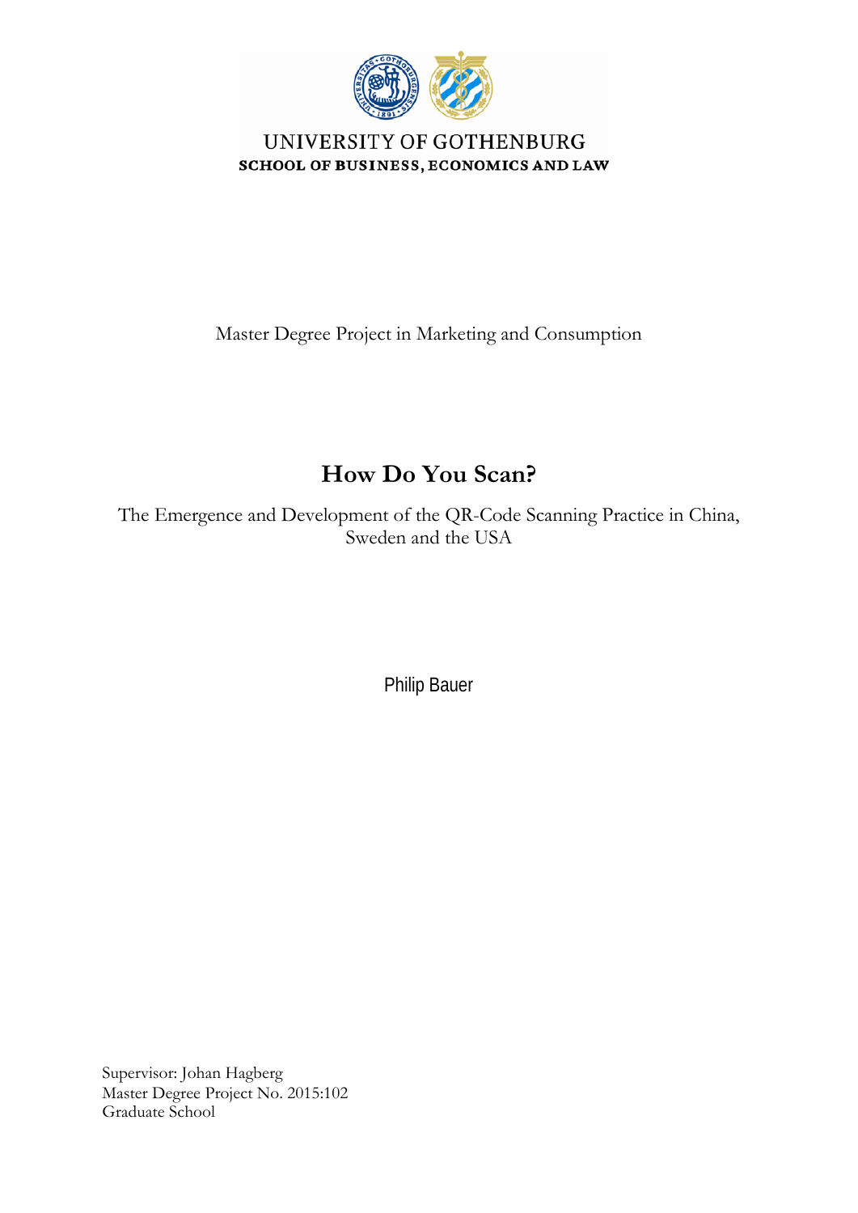UNIVERSITY OF GOTHENBURG
**SCHOOL OF BUSINESS, ECONOMICS AND LAW**

Master Degree Project in Marketing and Consumption

# How Do You Scan?

The Emergence and Development of the QR-Code Scanning Practice in China, Sweden and the USA

Philip Bauer

Supervisor: Johan Hagberg
Master Degree Project No. 2015:102
Graduate School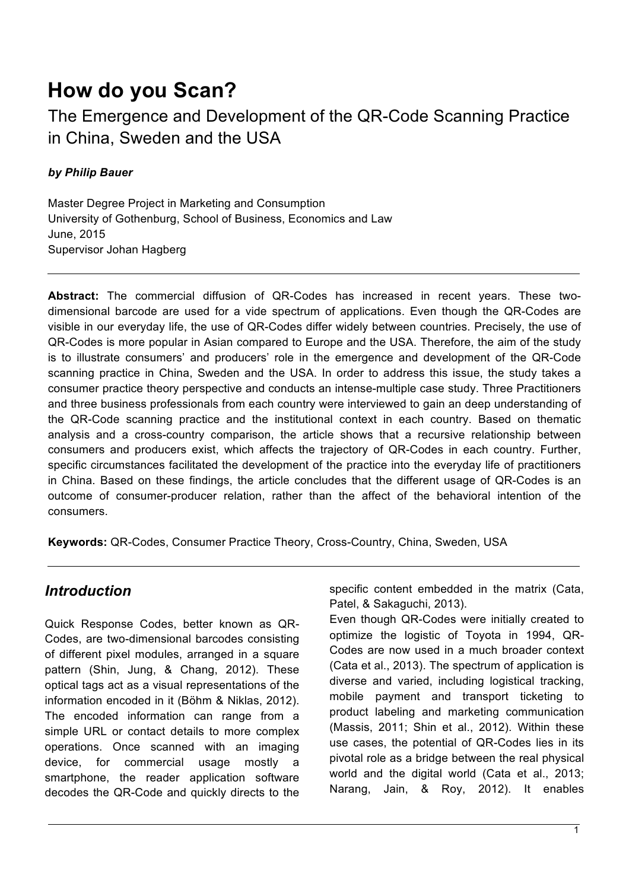# How do you Scan?

The Emergence and Development of the QR-Code Scanning Practice in China, Sweden and the USA

***by Philip Bauer***

Master Degree Project in Marketing and Consumption
University of Gothenburg, School of Business, Economics and Law
June, 2015
Supervisor Johan Hagberg

---

**Abstract:** The commercial diffusion of QR-Codes has increased in recent years. These two-dimensional barcode are used for a vide spectrum of applications. Even though the QR-Codes are visible in our everyday life, the use of QR-Codes differ widely between countries. Precisely, the use of QR-Codes is more popular in Asian compared to Europe and the USA. Therefore, the aim of the study is to illustrate consumers' and producers' role in the emergence and development of the QR-Code scanning practice in China, Sweden and the USA. In order to address this issue, the study takes a consumer practice theory perspective and conducts an intense-multiple case study. Three Practitioners and three business professionals from each country were interviewed to gain an deep understanding of the QR-Code scanning practice and the institutional context in each country. Based on thematic analysis and a cross-country comparison, the article shows that a recursive relationship between consumers and producers exist, which affects the trajectory of QR-Codes in each country. Further, specific circumstances facilitated the development of the practice into the everyday life of practitioners in China. Based on these findings, the article concludes that the different usage of QR-Codes is an outcome of consumer-producer relation, rather than the affect of the behavioral intention of the consumers.

**Keywords:** QR-Codes, Consumer Practice Theory, Cross-Country, China, Sweden, USA

---

## *Introduction*

Quick Response Codes, better known as QR-Codes, are two-dimensional barcodes consisting of different pixel modules, arranged in a square pattern (Shin, Jung, & Chang, 2012). These optical tags act as a visual representations of the information encoded in it (Böhm & Niklas, 2012). The encoded information can range from a simple URL or contact details to more complex operations. Once scanned with an imaging device, for commercial usage mostly a smartphone, the reader application software decodes the QR-Code and quickly directs to the specific content embedded in the matrix (Cata, Patel, & Sakaguchi, 2013).

Even though QR-Codes were initially created to optimize the logistic of Toyota in 1994, QR-Codes are now used in a much broader context (Cata et al., 2013). The spectrum of application is diverse and varied, including logistical tracking, mobile payment and transport ticketing to product labeling and marketing communication (Massis, 2011; Shin et al., 2012). Within these use cases, the potential of QR-Codes lies in its pivotal role as a bridge between the real physical world and the digital world (Cata et al., 2013; Narang, Jain, & Roy, 2012). It enables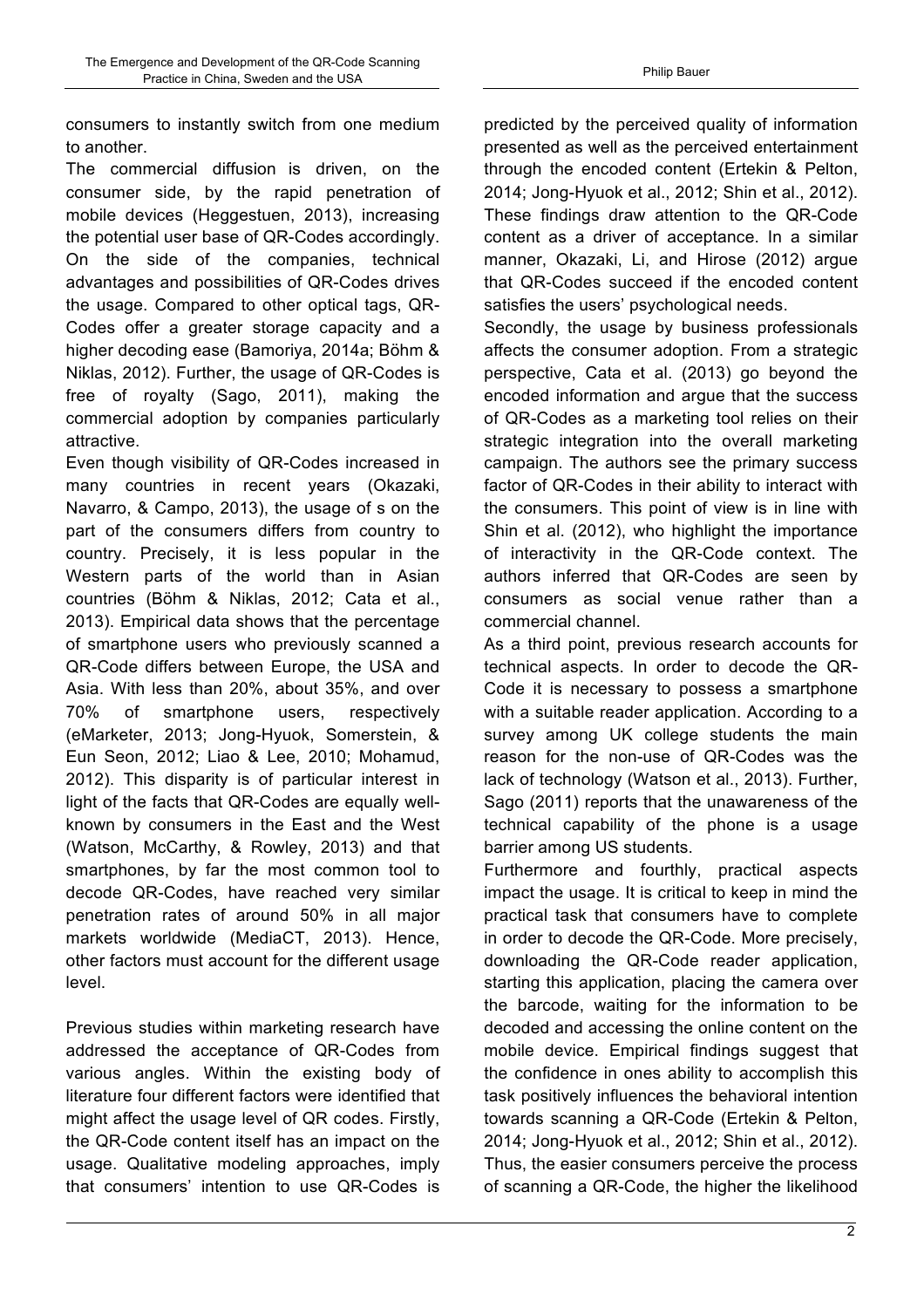consumers to instantly switch from one medium to another.

The commercial diffusion is driven, on the consumer side, by the rapid penetration of mobile devices (Heggestuen, 2013), increasing the potential user base of QR-Codes accordingly. On the side of the companies, technical advantages and possibilities of QR-Codes drives the usage. Compared to other optical tags, QR-Codes offer a greater storage capacity and a higher decoding ease (Bamoriya, 2014a; Böhm & Niklas, 2012). Further, the usage of QR-Codes is free of royalty (Sago, 2011), making the commercial adoption by companies particularly attractive.

Even though visibility of QR-Codes increased in many countries in recent years (Okazaki, Navarro, & Campo, 2013), the usage of s on the part of the consumers differs from country to country. Precisely, it is less popular in the Western parts of the world than in Asian countries (Böhm & Niklas, 2012; Cata et al., 2013). Empirical data shows that the percentage of smartphone users who previously scanned a QR-Code differs between Europe, the USA and Asia. With less than 20%, about 35%, and over 70% of smartphone users, respectively (eMarketer, 2013; Jong-Hyuok, Somerstein, & Eun Seon, 2012; Liao & Lee, 2010; Mohamud, 2012). This disparity is of particular interest in light of the facts that QR-Codes are equally well-known by consumers in the East and the West (Watson, McCarthy, & Rowley, 2013) and that smartphones, by far the most common tool to decode QR-Codes, have reached very similar penetration rates of around 50% in all major markets worldwide (MediaCT, 2013). Hence, other factors must account for the different usage level.

Previous studies within marketing research have addressed the acceptance of QR-Codes from various angles. Within the existing body of literature four different factors were identified that might affect the usage level of QR codes. Firstly, the QR-Code content itself has an impact on the usage. Qualitative modeling approaches, imply that consumers' intention to use QR-Codes is predicted by the perceived quality of information presented as well as the perceived entertainment through the encoded content (Ertekin & Pelton, 2014; Jong-Hyuok et al., 2012; Shin et al., 2012). These findings draw attention to the QR-Code content as a driver of acceptance. In a similar manner, Okazaki, Li, and Hirose (2012) argue that QR-Codes succeed if the encoded content satisfies the users' psychological needs.

Secondly, the usage by business professionals affects the consumer adoption. From a strategic perspective, Cata et al. (2013) go beyond the encoded information and argue that the success of QR-Codes as a marketing tool relies on their strategic integration into the overall marketing campaign. The authors see the primary success factor of QR-Codes in their ability to interact with the consumers. This point of view is in line with Shin et al. (2012), who highlight the importance of interactivity in the QR-Code context. The authors inferred that QR-Codes are seen by consumers as social venue rather than a commercial channel.

As a third point, previous research accounts for technical aspects. In order to decode the QR-Code it is necessary to possess a smartphone with a suitable reader application. According to a survey among UK college students the main reason for the non-use of QR-Codes was the lack of technology (Watson et al., 2013). Further, Sago (2011) reports that the unawareness of the technical capability of the phone is a usage barrier among US students.

Furthermore and fourthly, practical aspects impact the usage. It is critical to keep in mind the practical task that consumers have to complete in order to decode the QR-Code. More precisely, downloading the QR-Code reader application, starting this application, placing the camera over the barcode, waiting for the information to be decoded and accessing the online content on the mobile device. Empirical findings suggest that the confidence in ones ability to accomplish this task positively influences the behavioral intention towards scanning a QR-Code (Ertekin & Pelton, 2014; Jong-Hyuok et al., 2012; Shin et al., 2012). Thus, the easier consumers perceive the process of scanning a QR-Code, the higher the likelihood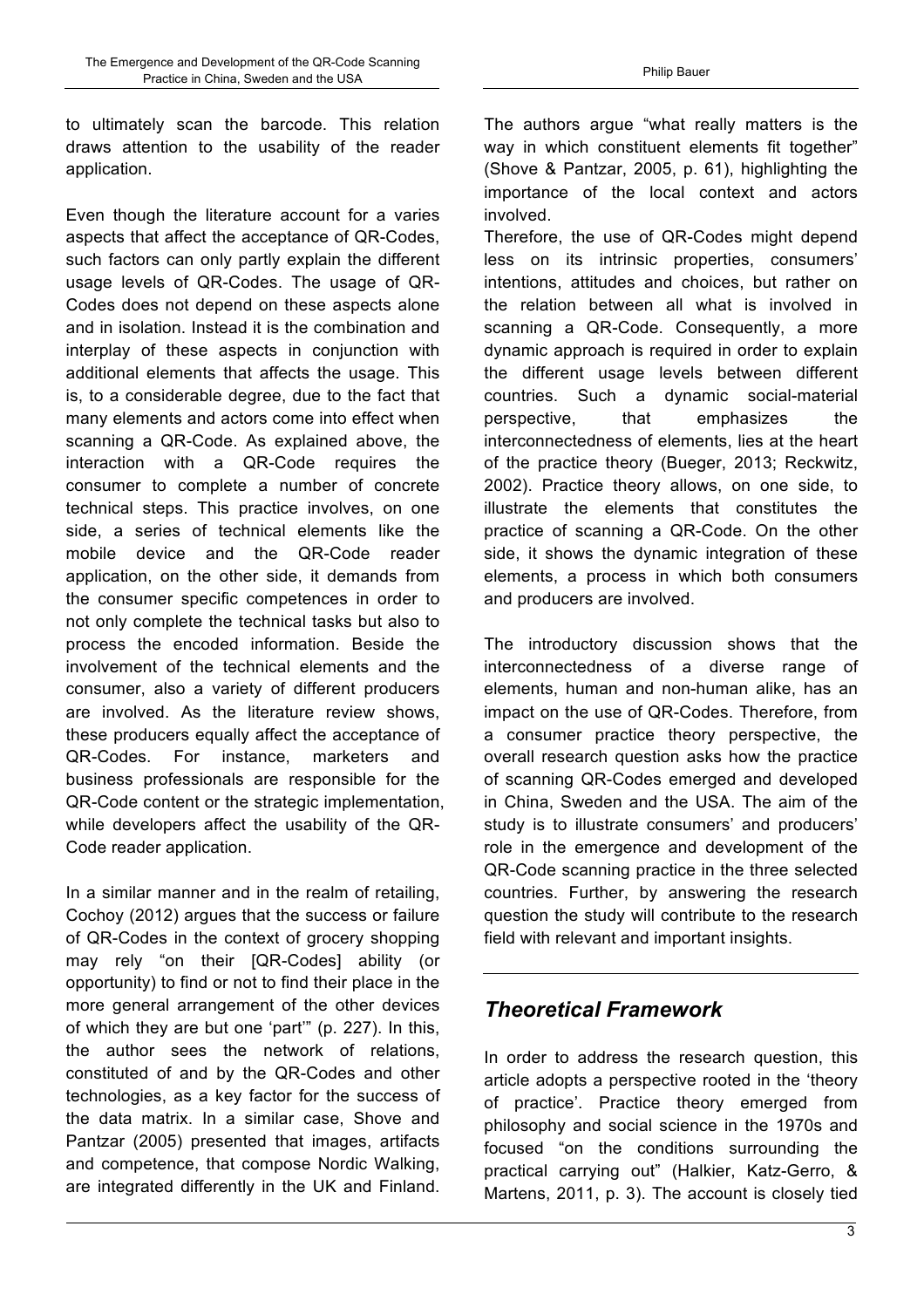to ultimately scan the barcode. This relation draws attention to the usability of the reader application.

Even though the literature account for a varies aspects that affect the acceptance of QR-Codes, such factors can only partly explain the different usage levels of QR-Codes. The usage of QR-Codes does not depend on these aspects alone and in isolation. Instead it is the combination and interplay of these aspects in conjunction with additional elements that affects the usage. This is, to a considerable degree, due to the fact that many elements and actors come into effect when scanning a QR-Code. As explained above, the interaction with a QR-Code requires the consumer to complete a number of concrete technical steps. This practice involves, on one side, a series of technical elements like the mobile device and the QR-Code reader application, on the other side, it demands from the consumer specific competences in order to not only complete the technical tasks but also to process the encoded information. Beside the involvement of the technical elements and the consumer, also a variety of different producers are involved. As the literature review shows, these producers equally affect the acceptance of QR-Codes. For instance, marketers and business professionals are responsible for the QR-Code content or the strategic implementation, while developers affect the usability of the QR-Code reader application.

In a similar manner and in the realm of retailing, Cochoy (2012) argues that the success or failure of QR-Codes in the context of grocery shopping may rely "on their [QR-Codes] ability (or opportunity) to find or not to find their place in the more general arrangement of the other devices of which they are but one 'part'" (p. 227). In this, the author sees the network of relations, constituted of and by the QR-Codes and other technologies, as a key factor for the success of the data matrix. In a similar case, Shove and Pantzar (2005) presented that images, artifacts and competence, that compose Nordic Walking, are integrated differently in the UK and Finland. The authors argue "what really matters is the way in which constituent elements fit together" (Shove & Pantzar, 2005, p. 61), highlighting the importance of the local context and actors involved.

Therefore, the use of QR-Codes might depend less on its intrinsic properties, consumers' intentions, attitudes and choices, but rather on the relation between all what is involved in scanning a QR-Code. Consequently, a more dynamic approach is required in order to explain the different usage levels between different countries. Such a dynamic social-material perspective, that emphasizes the interconnectedness of elements, lies at the heart of the practice theory (Bueger, 2013; Reckwitz, 2002). Practice theory allows, on one side, to illustrate the elements that constitutes the practice of scanning a QR-Code. On the other side, it shows the dynamic integration of these elements, a process in which both consumers and producers are involved.

The introductory discussion shows that the interconnectedness of a diverse range of elements, human and non-human alike, has an impact on the use of QR-Codes. Therefore, from a consumer practice theory perspective, the overall research question asks how the practice of scanning QR-Codes emerged and developed in China, Sweden and the USA. The aim of the study is to illustrate consumers' and producers' role in the emergence and development of the QR-Code scanning practice in the three selected countries. Further, by answering the research question the study will contribute to the research field with relevant and important insights.

## *Theoretical Framework*

In order to address the research question, this article adopts a perspective rooted in the 'theory of practice'. Practice theory emerged from philosophy and social science in the 1970s and focused "on the conditions surrounding the practical carrying out" (Halkier, Katz-Gerro, & Martens, 2011, p. 3). The account is closely tied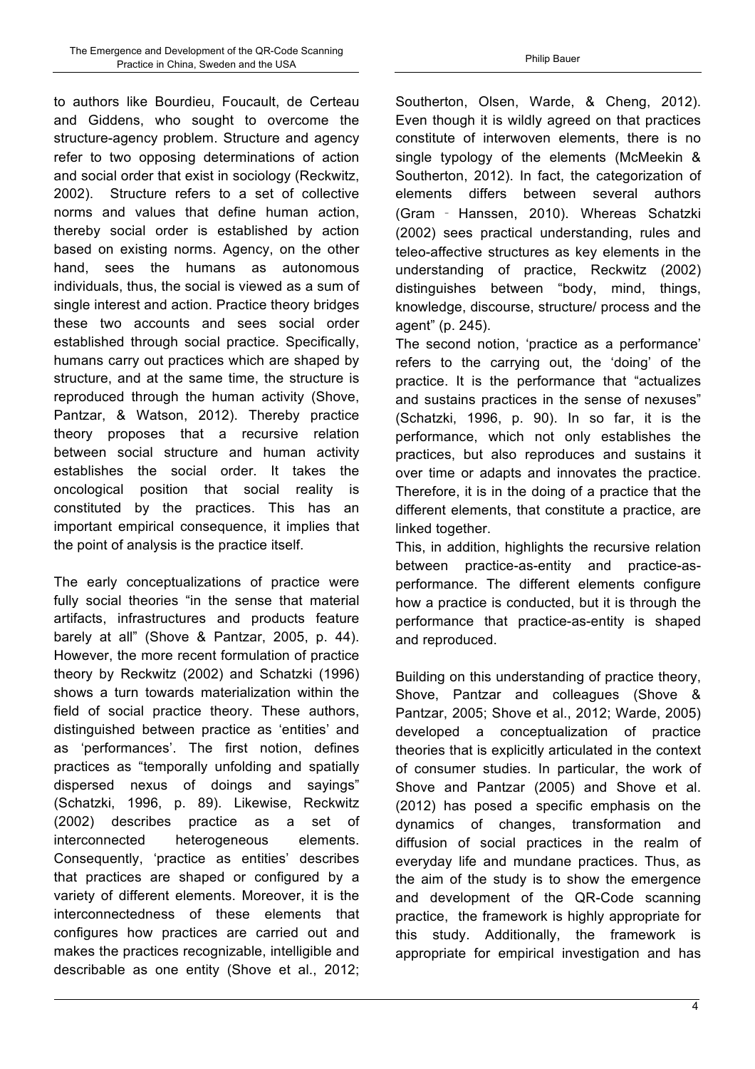to authors like Bourdieu, Foucault, de Certeau and Giddens, who sought to overcome the structure-agency problem. Structure and agency refer to two opposing determinations of action and social order that exist in sociology (Reckwitz, 2002). Structure refers to a set of collective norms and values that define human action, thereby social order is established by action based on existing norms. Agency, on the other hand, sees the humans as autonomous individuals, thus, the social is viewed as a sum of single interest and action. Practice theory bridges these two accounts and sees social order established through social practice. Specifically, humans carry out practices which are shaped by structure, and at the same time, the structure is reproduced through the human activity (Shove, Pantzar, & Watson, 2012). Thereby practice theory proposes that a recursive relation between social structure and human activity establishes the social order. It takes the oncological position that social reality is constituted by the practices. This has an important empirical consequence, it implies that the point of analysis is the practice itself.

The early conceptualizations of practice were fully social theories "in the sense that material artifacts, infrastructures and products feature barely at all" (Shove & Pantzar, 2005, p. 44). However, the more recent formulation of practice theory by Reckwitz (2002) and Schatzki (1996) shows a turn towards materialization within the field of social practice theory. These authors, distinguished between practice as 'entities' and as 'performances'. The first notion, defines practices as "temporally unfolding and spatially dispersed nexus of doings and sayings" (Schatzki, 1996, p. 89). Likewise, Reckwitz (2002) describes practice as a set of interconnected heterogeneous elements. Consequently, 'practice as entities' describes that practices are shaped or configured by a variety of different elements. Moreover, it is the interconnectedness of these elements that configures how practices are carried out and makes the practices recognizable, intelligible and describable as one entity (Shove et al., 2012; Southerton, Olsen, Warde, & Cheng, 2012). Even though it is wildly agreed on that practices constitute of interwoven elements, there is no single typology of the elements (McMeekin & Southerton, 2012). In fact, the categorization of elements differs between several authors (Gram‐Hanssen, 2010). Whereas Schatzki (2002) sees practical understanding, rules and teleo-affective structures as key elements in the understanding of practice, Reckwitz (2002) distinguishes between "body, mind, things, knowledge, discourse, structure/ process and the agent" (p. 245).

The second notion, 'practice as a performance' refers to the carrying out, the 'doing' of the practice. It is the performance that "actualizes and sustains practices in the sense of nexuses" (Schatzki, 1996, p. 90). In so far, it is the performance, which not only establishes the practices, but also reproduces and sustains it over time or adapts and innovates the practice. Therefore, it is in the doing of a practice that the different elements, that constitute a practice, are linked together.

This, in addition, highlights the recursive relation between practice-as-entity and practice-as-performance. The different elements configure how a practice is conducted, but it is through the performance that practice-as-entity is shaped and reproduced.

Building on this understanding of practice theory, Shove, Pantzar and colleagues (Shove & Pantzar, 2005; Shove et al., 2012; Warde, 2005) developed a conceptualization of practice theories that is explicitly articulated in the context of consumer studies. In particular, the work of Shove and Pantzar (2005) and Shove et al. (2012) has posed a specific emphasis on the dynamics of changes, transformation and diffusion of social practices in the realm of everyday life and mundane practices. Thus, as the aim of the study is to show the emergence and development of the QR-Code scanning practice, the framework is highly appropriate for this study. Additionally, the framework is appropriate for empirical investigation and has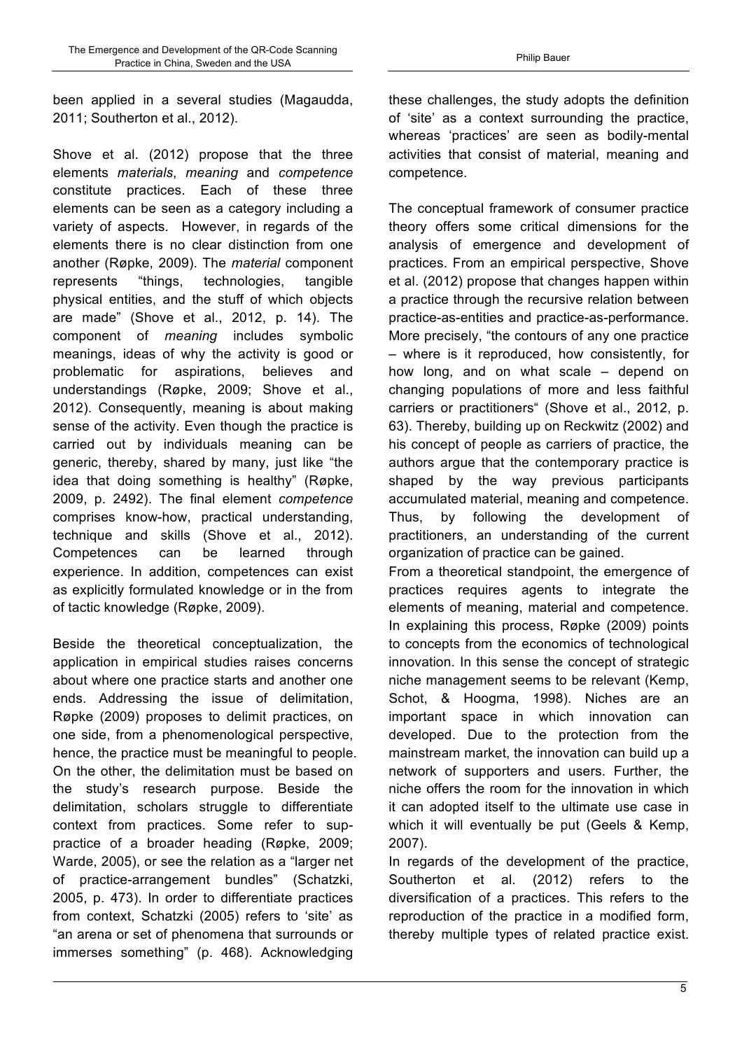been applied in a several studies (Magaudda, 2011; Southerton et al., 2012).

Shove et al. (2012) propose that the three elements *materials*, *meaning* and *competence* constitute practices. Each of these three elements can be seen as a category including a variety of aspects. However, in regards of the elements there is no clear distinction from one another (Røpke, 2009). The *material* component represents "things, technologies, tangible physical entities, and the stuff of which objects are made" (Shove et al., 2012, p. 14). The component of *meaning* includes symbolic meanings, ideas of why the activity is good or problematic for aspirations, believes and understandings (Røpke, 2009; Shove et al., 2012). Consequently, meaning is about making sense of the activity. Even though the practice is carried out by individuals meaning can be generic, thereby, shared by many, just like "the idea that doing something is healthy" (Røpke, 2009, p. 2492). The final element *competence* comprises know-how, practical understanding, technique and skills (Shove et al., 2012). Competences can be learned through experience. In addition, competences can exist as explicitly formulated knowledge or in the from of tactic knowledge (Røpke, 2009).

Beside the theoretical conceptualization, the application in empirical studies raises concerns about where one practice starts and another one ends. Addressing the issue of delimitation, Røpke (2009) proposes to delimit practices, on one side, from a phenomenological perspective, hence, the practice must be meaningful to people. On the other, the delimitation must be based on the study's research purpose. Beside the delimitation, scholars struggle to differentiate context from practices. Some refer to sup-practice of a broader heading (Røpke, 2009; Warde, 2005), or see the relation as a "larger net of practice-arrangement bundles" (Schatzki, 2005, p. 473). In order to differentiate practices from context, Schatzki (2005) refers to 'site' as "an arena or set of phenomena that surrounds or immerses something" (p. 468). Acknowledging these challenges, the study adopts the definition of 'site' as a context surrounding the practice, whereas 'practices' are seen as bodily-mental activities that consist of material, meaning and competence.

The conceptual framework of consumer practice theory offers some critical dimensions for the analysis of emergence and development of practices. From an empirical perspective, Shove et al. (2012) propose that changes happen within a practice through the recursive relation between practice-as-entities and practice-as-performance. More precisely, "the contours of any one practice – where is it reproduced, how consistently, for how long, and on what scale – depend on changing populations of more and less faithful carriers or practitioners" (Shove et al., 2012, p. 63). Thereby, building up on Reckwitz (2002) and his concept of people as carriers of practice, the authors argue that the contemporary practice is shaped by the way previous participants accumulated material, meaning and competence. Thus, by following the development of practitioners, an understanding of the current organization of practice can be gained.

From a theoretical standpoint, the emergence of practices requires agents to integrate the elements of meaning, material and competence. In explaining this process, Røpke (2009) points to concepts from the economics of technological innovation. In this sense the concept of strategic niche management seems to be relevant (Kemp, Schot, & Hoogma, 1998). Niches are an important space in which innovation can developed. Due to the protection from the mainstream market, the innovation can build up a network of supporters and users. Further, the niche offers the room for the innovation in which it can adopted itself to the ultimate use case in which it will eventually be put (Geels & Kemp, 2007).

In regards of the development of the practice, Southerton et al. (2012) refers to the diversification of a practices. This refers to the reproduction of the practice in a modified form, thereby multiple types of related practice exist.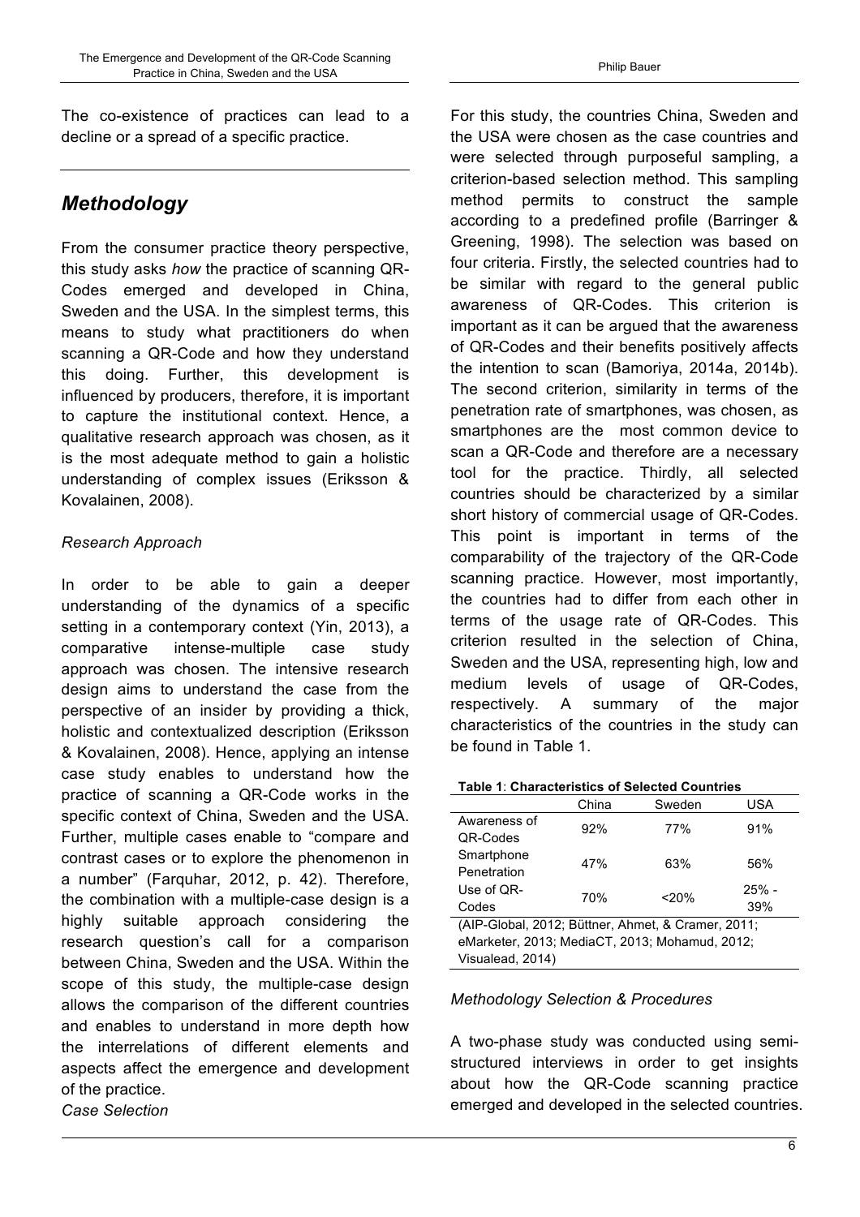The co-existence of practices can lead to a decline or a spread of a specific practice.

## *Methodology*

From the consumer practice theory perspective, this study asks *how* the practice of scanning QR-Codes emerged and developed in China, Sweden and the USA. In the simplest terms, this means to study what practitioners do when scanning a QR-Code and how they understand this doing. Further, this development is influenced by producers, therefore, it is important to capture the institutional context. Hence, a qualitative research approach was chosen, as it is the most adequate method to gain a holistic understanding of complex issues (Eriksson & Kovalainen, 2008).

### *Research Approach*

In order to be able to gain a deeper understanding of the dynamics of a specific setting in a contemporary context (Yin, 2013), a comparative intense-multiple case study approach was chosen. The intensive research design aims to understand the case from the perspective of an insider by providing a thick, holistic and contextualized description (Eriksson & Kovalainen, 2008). Hence, applying an intense case study enables to understand how the practice of scanning a QR-Code works in the specific context of China, Sweden and the USA. Further, multiple cases enable to "compare and contrast cases or to explore the phenomenon in a number" (Farquhar, 2012, p. 42). Therefore, the combination with a multiple-case design is a highly suitable approach considering the research question's call for a comparison between China, Sweden and the USA. Within the scope of this study, the multiple-case design allows the comparison of the different countries and enables to understand in more depth how the interrelations of different elements and aspects affect the emergence and development of the practice.

### *Case Selection*

For this study, the countries China, Sweden and the USA were chosen as the case countries and were selected through purposeful sampling, a criterion-based selection method. This sampling method permits to construct the sample according to a predefined profile (Barringer & Greening, 1998). The selection was based on four criteria. Firstly, the selected countries had to be similar with regard to the general public awareness of QR-Codes. This criterion is important as it can be argued that the awareness of QR-Codes and their benefits positively affects the intention to scan (Bamoriya, 2014a, 2014b). The second criterion, similarity in terms of the penetration rate of smartphones, was chosen, as smartphones are the most common device to scan a QR-Code and therefore are a necessary tool for the practice. Thirdly, all selected countries should be characterized by a similar short history of commercial usage of QR-Codes. This point is important in terms of the comparability of the trajectory of the QR-Code scanning practice. However, most importantly, the countries had to differ from each other in terms of the usage rate of QR-Codes. This criterion resulted in the selection of China, Sweden and the USA, representing high, low and medium levels of usage of QR-Codes, respectively. A summary of the major characteristics of the countries in the study can be found in Table 1.

**Table 1**: **Characteristics of Selected Countries**

| | China | Sweden | USA |
|---|---|---|---|
| Awareness of QR-Codes | 92% | 77% | 91% |
| Smartphone Penetration | 47% | 63% | 56% |
| Use of QR-Codes | 70% | <20% | 25% - 39% |

(AIP-Global, 2012; Büttner, Ahmet, & Cramer, 2011; eMarketer, 2013; MediaCT, 2013; Mohamud, 2012; Visualead, 2014)

### *Methodology Selection & Procedures*

A two-phase study was conducted using semi-structured interviews in order to get insights about how the QR-Code scanning practice emerged and developed in the selected countries.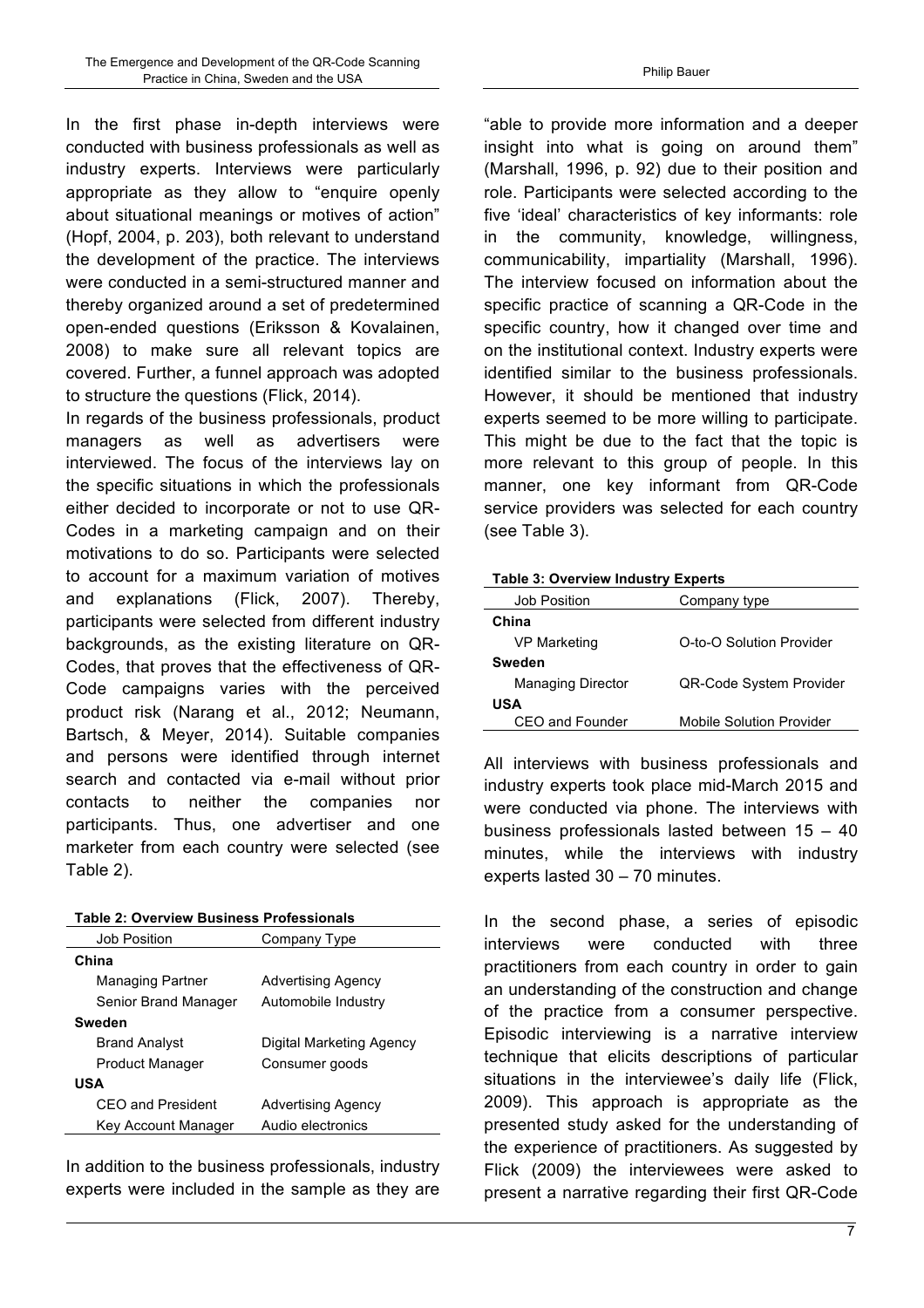In the first phase in-depth interviews were conducted with business professionals as well as industry experts. Interviews were particularly appropriate as they allow to "enquire openly about situational meanings or motives of action" (Hopf, 2004, p. 203), both relevant to understand the development of the practice. The interviews were conducted in a semi-structured manner and thereby organized around a set of predetermined open-ended questions (Eriksson & Kovalainen, 2008) to make sure all relevant topics are covered. Further, a funnel approach was adopted to structure the questions (Flick, 2014).

In regards of the business professionals, product managers as well as advertisers were interviewed. The focus of the interviews lay on the specific situations in which the professionals either decided to incorporate or not to use QR-Codes in a marketing campaign and on their motivations to do so. Participants were selected to account for a maximum variation of motives and explanations (Flick, 2007). Thereby, participants were selected from different industry backgrounds, as the existing literature on QR-Codes, that proves that the effectiveness of QR-Code campaigns varies with the perceived product risk (Narang et al., 2012; Neumann, Bartsch, & Meyer, 2014). Suitable companies and persons were identified through internet search and contacted via e-mail without prior contacts to neither the companies nor participants. Thus, one advertiser and one marketer from each country were selected (see Table 2).

**Table 2: Overview Business Professionals**

| Job Position | Company Type |
|---|---|
| **China** | |
| Managing Partner | Advertising Agency |
| Senior Brand Manager | Automobile Industry |
| **Sweden** | |
| Brand Analyst | Digital Marketing Agency |
| Product Manager | Consumer goods |
| **USA** | |
| CEO and President | Advertising Agency |
| Key Account Manager | Audio electronics |

In addition to the business professionals, industry experts were included in the sample as they are "able to provide more information and a deeper insight into what is going on around them" (Marshall, 1996, p. 92) due to their position and role. Participants were selected according to the five 'ideal' characteristics of key informants: role in the community, knowledge, willingness, communicability, impartiality (Marshall, 1996). The interview focused on information about the specific practice of scanning a QR-Code in the specific country, how it changed over time and on the institutional context. Industry experts were identified similar to the business professionals. However, it should be mentioned that industry experts seemed to be more willing to participate. This might be due to the fact that the topic is more relevant to this group of people. In this manner, one key informant from QR-Code service providers was selected for each country (see Table 3).

**Table 3: Overview Industry Experts**

| Job Position | Company type |
|---|---|
| **China** | |
| VP Marketing | O-to-O Solution Provider |
| **Sweden** | |
| Managing Director | QR-Code System Provider |
| **USA** | |
| CEO and Founder | Mobile Solution Provider |

All interviews with business professionals and industry experts took place mid-March 2015 and were conducted via phone. The interviews with business professionals lasted between 15 – 40 minutes, while the interviews with industry experts lasted 30 – 70 minutes.

In the second phase, a series of episodic interviews were conducted with three practitioners from each country in order to gain an understanding of the construction and change of the practice from a consumer perspective. Episodic interviewing is a narrative interview technique that elicits descriptions of particular situations in the interviewee's daily life (Flick, 2009). This approach is appropriate as the presented study asked for the understanding of the experience of practitioners. As suggested by Flick (2009) the interviewees were asked to present a narrative regarding their first QR-Code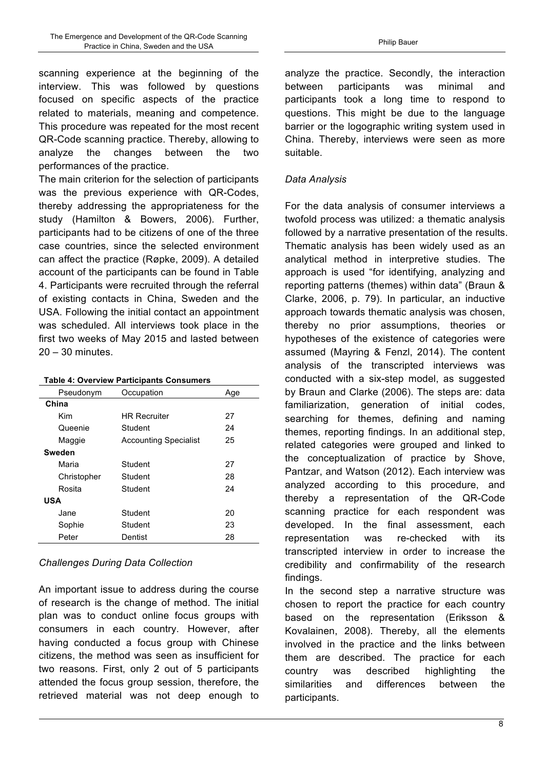scanning experience at the beginning of the interview. This was followed by questions focused on specific aspects of the practice related to materials, meaning and competence. This procedure was repeated for the most recent QR-Code scanning practice. Thereby, allowing to analyze the changes between the two performances of the practice.

The main criterion for the selection of participants was the previous experience with QR-Codes, thereby addressing the appropriateness for the study (Hamilton & Bowers, 2006). Further, participants had to be citizens of one of the three case countries, since the selected environment can affect the practice (Røpke, 2009). A detailed account of the participants can be found in Table 4. Participants were recruited through the referral of existing contacts in China, Sweden and the USA. Following the initial contact an appointment was scheduled. All interviews took place in the first two weeks of May 2015 and lasted between 20 – 30 minutes.

**Table 4: Overview Participants Consumers**

| Pseudonym | Occupation | Age |
|---|---|---|
| **China** | | |
| Kim | HR Recruiter | 27 |
| Queenie | Student | 24 |
| Maggie | Accounting Specialist | 25 |
| **Sweden** | | |
| Maria | Student | 27 |
| Christopher | Student | 28 |
| Rosita | Student | 24 |
| **USA** | | |
| Jane | Student | 20 |
| Sophie | Student | 23 |
| Peter | Dentist | 28 |

### *Challenges During Data Collection*

An important issue to address during the course of research is the change of method. The initial plan was to conduct online focus groups with consumers in each country. However, after having conducted a focus group with Chinese citizens, the method was seen as insufficient for two reasons. First, only 2 out of 5 participants attended the focus group session, therefore, the retrieved material was not deep enough to analyze the practice. Secondly, the interaction between participants was minimal and participants took a long time to respond to questions. This might be due to the language barrier or the logographic writing system used in China. Thereby, interviews were seen as more suitable.

### *Data Analysis*

For the data analysis of consumer interviews a twofold process was utilized: a thematic analysis followed by a narrative presentation of the results. Thematic analysis has been widely used as an analytical method in interpretive studies. The approach is used "for identifying, analyzing and reporting patterns (themes) within data" (Braun & Clarke, 2006, p. 79). In particular, an inductive approach towards thematic analysis was chosen, thereby no prior assumptions, theories or hypotheses of the existence of categories were assumed (Mayring & Fenzl, 2014). The content analysis of the transcripted interviews was conducted with a six-step model, as suggested by Braun and Clarke (2006). The steps are: data familiarization, generation of initial codes, searching for themes, defining and naming themes, reporting findings. In an additional step, related categories were grouped and linked to the conceptualization of practice by Shove, Pantzar, and Watson (2012). Each interview was analyzed according to this procedure, and thereby a representation of the QR-Code scanning practice for each respondent was developed. In the final assessment, each representation was re-checked with its transcripted interview in order to increase the credibility and confirmability of the research findings.

In the second step a narrative structure was chosen to report the practice for each country based on the representation (Eriksson & Kovalainen, 2008). Thereby, all the elements involved in the practice and the links between them are described. The practice for each country was described highlighting the similarities and differences between the participants.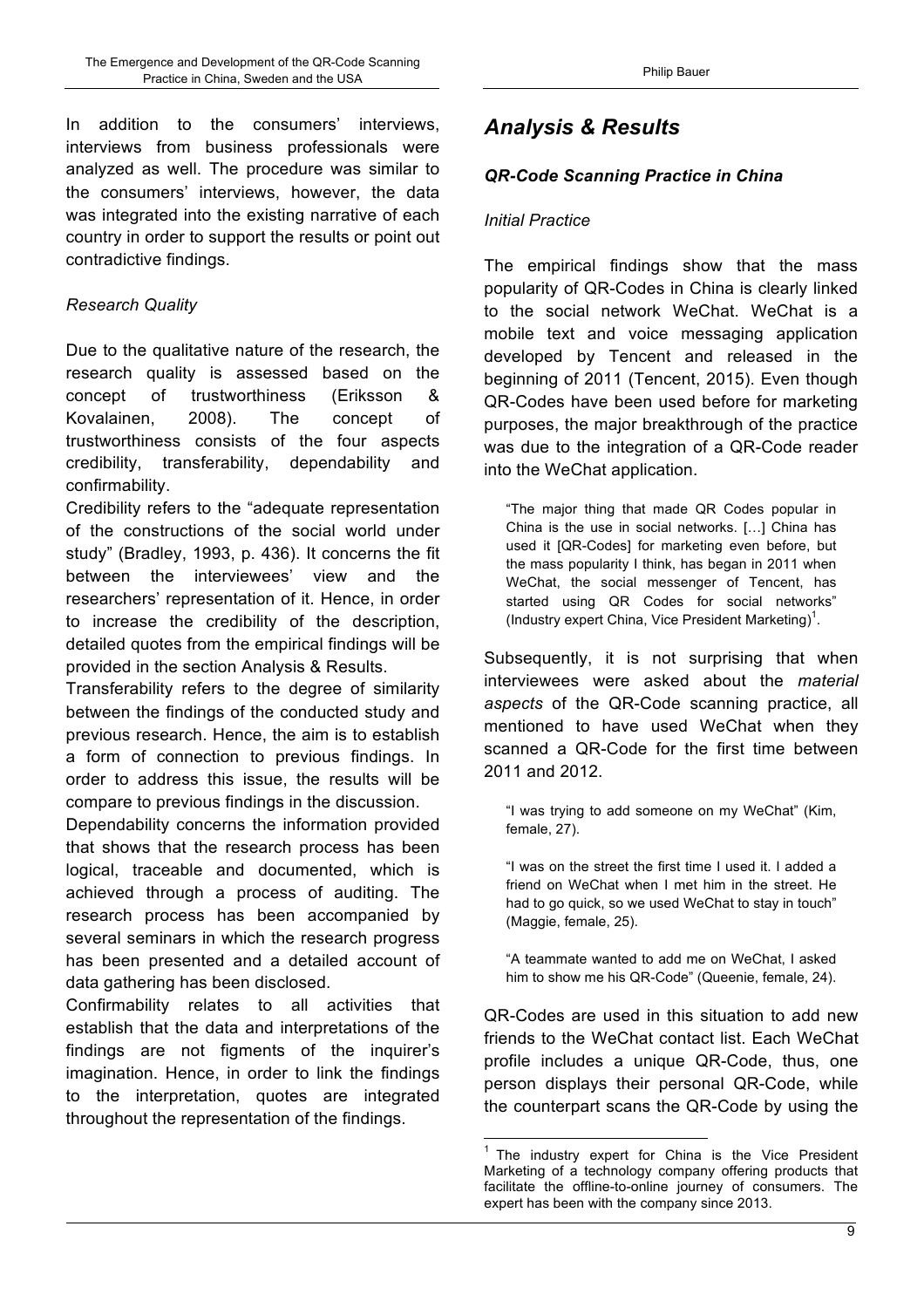In addition to the consumers' interviews, interviews from business professionals were analyzed as well. The procedure was similar to the consumers' interviews, however, the data was integrated into the existing narrative of each country in order to support the results or point out contradictive findings.

### *Research Quality*

Due to the qualitative nature of the research, the research quality is assessed based on the concept of trustworthiness (Eriksson & Kovalainen, 2008). The concept of trustworthiness consists of the four aspects credibility, transferability, dependability and confirmability.

Credibility refers to the "adequate representation of the constructions of the social world under study" (Bradley, 1993, p. 436). It concerns the fit between the interviewees' view and the researchers' representation of it. Hence, in order to increase the credibility of the description, detailed quotes from the empirical findings will be provided in the section Analysis & Results.

Transferability refers to the degree of similarity between the findings of the conducted study and previous research. Hence, the aim is to establish a form of connection to previous findings. In order to address this issue, the results will be compare to previous findings in the discussion.

Dependability concerns the information provided that shows that the research process has been logical, traceable and documented, which is achieved through a process of auditing. The research process has been accompanied by several seminars in which the research progress has been presented and a detailed account of data gathering has been disclosed.

Confirmability relates to all activities that establish that the data and interpretations of the findings are not figments of the inquirer's imagination. Hence, in order to link the findings to the interpretation, quotes are integrated throughout the representation of the findings.

# *Analysis & Results*

## ***QR-Code Scanning Practice in China***

### *Initial Practice*

The empirical findings show that the mass popularity of QR-Codes in China is clearly linked to the social network WeChat. WeChat is a mobile text and voice messaging application developed by Tencent and released in the beginning of 2011 (Tencent, 2015). Even though QR-Codes have been used before for marketing purposes, the major breakthrough of the practice was due to the integration of a QR-Code reader into the WeChat application.

> "The major thing that made QR Codes popular in China is the use in social networks. […] China has used it [QR-Codes] for marketing even before, but the mass popularity I think, has began in 2011 when WeChat, the social messenger of Tencent, has started using QR Codes for social networks" (Industry expert China, Vice President Marketing)[1].

Subsequently, it is not surprising that when interviewees were asked about the *material aspects* of the QR-Code scanning practice, all mentioned to have used WeChat when they scanned a QR-Code for the first time between 2011 and 2012.

> "I was trying to add someone on my WeChat" (Kim, female, 27).

> "I was on the street the first time I used it. I added a friend on WeChat when I met him in the street. He had to go quick, so we used WeChat to stay in touch" (Maggie, female, 25).

> "A teammate wanted to add me on WeChat, I asked him to show me his QR-Code" (Queenie, female, 24).

QR-Codes are used in this situation to add new friends to the WeChat contact list. Each WeChat profile includes a unique QR-Code, thus, one person displays their personal QR-Code, while the counterpart scans the QR-Code by using the

[1] The industry expert for China is the Vice President Marketing of a technology company offering products that facilitate the offline-to-online journey of consumers. The expert has been with the company since 2013.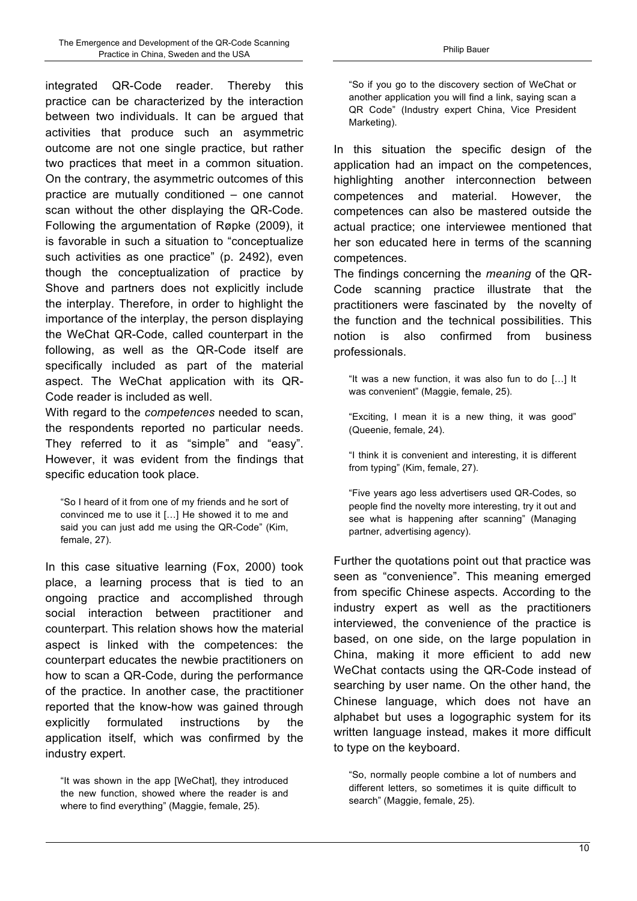integrated QR-Code reader. Thereby this practice can be characterized by the interaction between two individuals. It can be argued that activities that produce such an asymmetric outcome are not one single practice, but rather two practices that meet in a common situation. On the contrary, the asymmetric outcomes of this practice are mutually conditioned – one cannot scan without the other displaying the QR-Code. Following the argumentation of Røpke (2009), it is favorable in such a situation to "conceptualize such activities as one practice" (p. 2492), even though the conceptualization of practice by Shove and partners does not explicitly include the interplay. Therefore, in order to highlight the importance of the interplay, the person displaying the WeChat QR-Code, called counterpart in the following, as well as the QR-Code itself are specifically included as part of the material aspect. The WeChat application with its QR-Code reader is included as well.

With regard to the *competences* needed to scan, the respondents reported no particular needs. They referred to it as "simple" and "easy". However, it was evident from the findings that specific education took place.

> "So I heard of it from one of my friends and he sort of convinced me to use it […] He showed it to me and said you can just add me using the QR-Code" (Kim, female, 27).

In this case situative learning (Fox, 2000) took place, a learning process that is tied to an ongoing practice and accomplished through social interaction between practitioner and counterpart. This relation shows how the material aspect is linked with the competences: the counterpart educates the newbie practitioners on how to scan a QR-Code, during the performance of the practice. In another case, the practitioner reported that the know-how was gained through explicitly formulated instructions by the application itself, which was confirmed by the industry expert.

> "It was shown in the app [WeChat], they introduced the new function, showed where the reader is and where to find everything" (Maggie, female, 25).

> "So if you go to the discovery section of WeChat or another application you will find a link, saying scan a QR Code" (Industry expert China, Vice President Marketing).

In this situation the specific design of the application had an impact on the competences, highlighting another interconnection between competences and material. However, the competences can also be mastered outside the actual practice; one interviewee mentioned that her son educated here in terms of the scanning competences.

The findings concerning the *meaning* of the QR-Code scanning practice illustrate that the practitioners were fascinated by the novelty of the function and the technical possibilities. This notion is also confirmed from business professionals.

> "It was a new function, it was also fun to do […] It was convenient" (Maggie, female, 25).

> "Exciting, I mean it is a new thing, it was good" (Queenie, female, 24).

> "I think it is convenient and interesting, it is different from typing" (Kim, female, 27).

> "Five years ago less advertisers used QR-Codes, so people find the novelty more interesting, try it out and see what is happening after scanning" (Managing partner, advertising agency).

Further the quotations point out that practice was seen as "convenience". This meaning emerged from specific Chinese aspects. According to the industry expert as well as the practitioners interviewed, the convenience of the practice is based, on one side, on the large population in China, making it more efficient to add new WeChat contacts using the QR-Code instead of searching by user name. On the other hand, the Chinese language, which does not have an alphabet but uses a logographic system for its written language instead, makes it more difficult to type on the keyboard.

> "So, normally people combine a lot of numbers and different letters, so sometimes it is quite difficult to search" (Maggie, female, 25).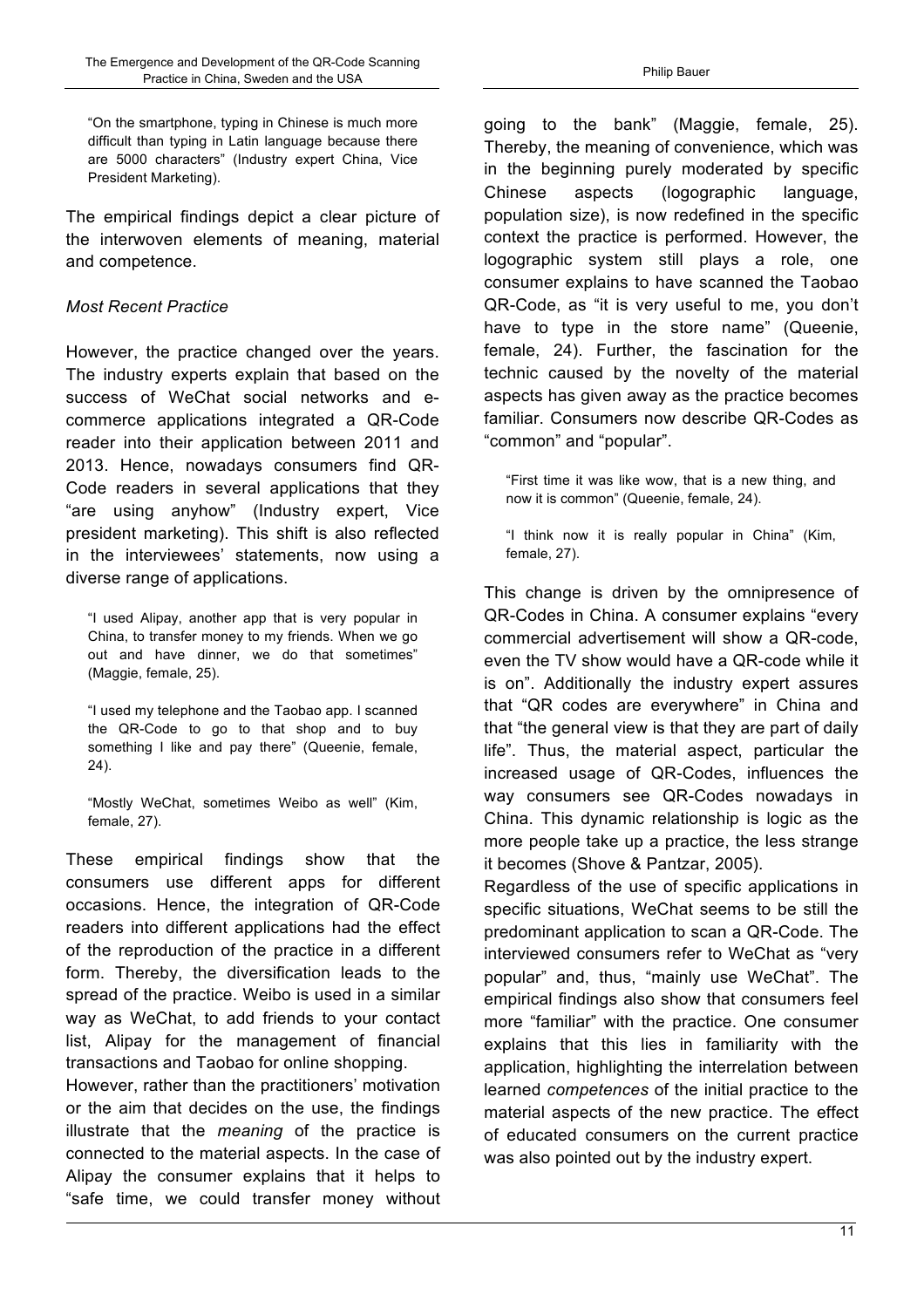"On the smartphone, typing in Chinese is much more difficult than typing in Latin language because there are 5000 characters" (Industry expert China, Vice President Marketing).

The empirical findings depict a clear picture of the interwoven elements of meaning, material and competence.

*Most Recent Practice*

However, the practice changed over the years. The industry experts explain that based on the success of WeChat social networks and e-commerce applications integrated a QR-Code reader into their application between 2011 and 2013. Hence, nowadays consumers find QR-Code readers in several applications that they "are using anyhow" (Industry expert, Vice president marketing). This shift is also reflected in the interviewees' statements, now using a diverse range of applications.

> "I used Alipay, another app that is very popular in China, to transfer money to my friends. When we go out and have dinner, we do that sometimes" (Maggie, female, 25).

> "I used my telephone and the Taobao app. I scanned the QR-Code to go to that shop and to buy something I like and pay there" (Queenie, female, 24).

> "Mostly WeChat, sometimes Weibo as well" (Kim, female, 27).

These empirical findings show that the consumers use different apps for different occasions. Hence, the integration of QR-Code readers into different applications had the effect of the reproduction of the practice in a different form. Thereby, the diversification leads to the spread of the practice. Weibo is used in a similar way as WeChat, to add friends to your contact list, Alipay for the management of financial transactions and Taobao for online shopping.

However, rather than the practitioners' motivation or the aim that decides on the use, the findings illustrate that the *meaning* of the practice is connected to the material aspects. In the case of Alipay the consumer explains that it helps to "safe time, we could transfer money without going to the bank" (Maggie, female, 25). Thereby, the meaning of convenience, which was in the beginning purely moderated by specific Chinese aspects (logographic language, population size), is now redefined in the specific context the practice is performed. However, the logographic system still plays a role, one consumer explains to have scanned the Taobao QR-Code, as "it is very useful to me, you don't have to type in the store name" (Queenie, female, 24). Further, the fascination for the technic caused by the novelty of the material aspects has given away as the practice becomes familiar. Consumers now describe QR-Codes as "common" and "popular".

> "First time it was like wow, that is a new thing, and now it is common" (Queenie, female, 24).

> "I think now it is really popular in China" (Kim, female, 27).

This change is driven by the omnipresence of QR-Codes in China. A consumer explains "every commercial advertisement will show a QR-code, even the TV show would have a QR-code while it is on". Additionally the industry expert assures that "QR codes are everywhere" in China and that "the general view is that they are part of daily life". Thus, the material aspect, particular the increased usage of QR-Codes, influences the way consumers see QR-Codes nowadays in China. This dynamic relationship is logic as the more people take up a practice, the less strange it becomes (Shove & Pantzar, 2005).

Regardless of the use of specific applications in specific situations, WeChat seems to be still the predominant application to scan a QR-Code. The interviewed consumers refer to WeChat as "very popular" and, thus, "mainly use WeChat". The empirical findings also show that consumers feel more "familiar" with the practice. One consumer explains that this lies in familiarity with the application, highlighting the interrelation between learned *competences* of the initial practice to the material aspects of the new practice. The effect of educated consumers on the current practice was also pointed out by the industry expert.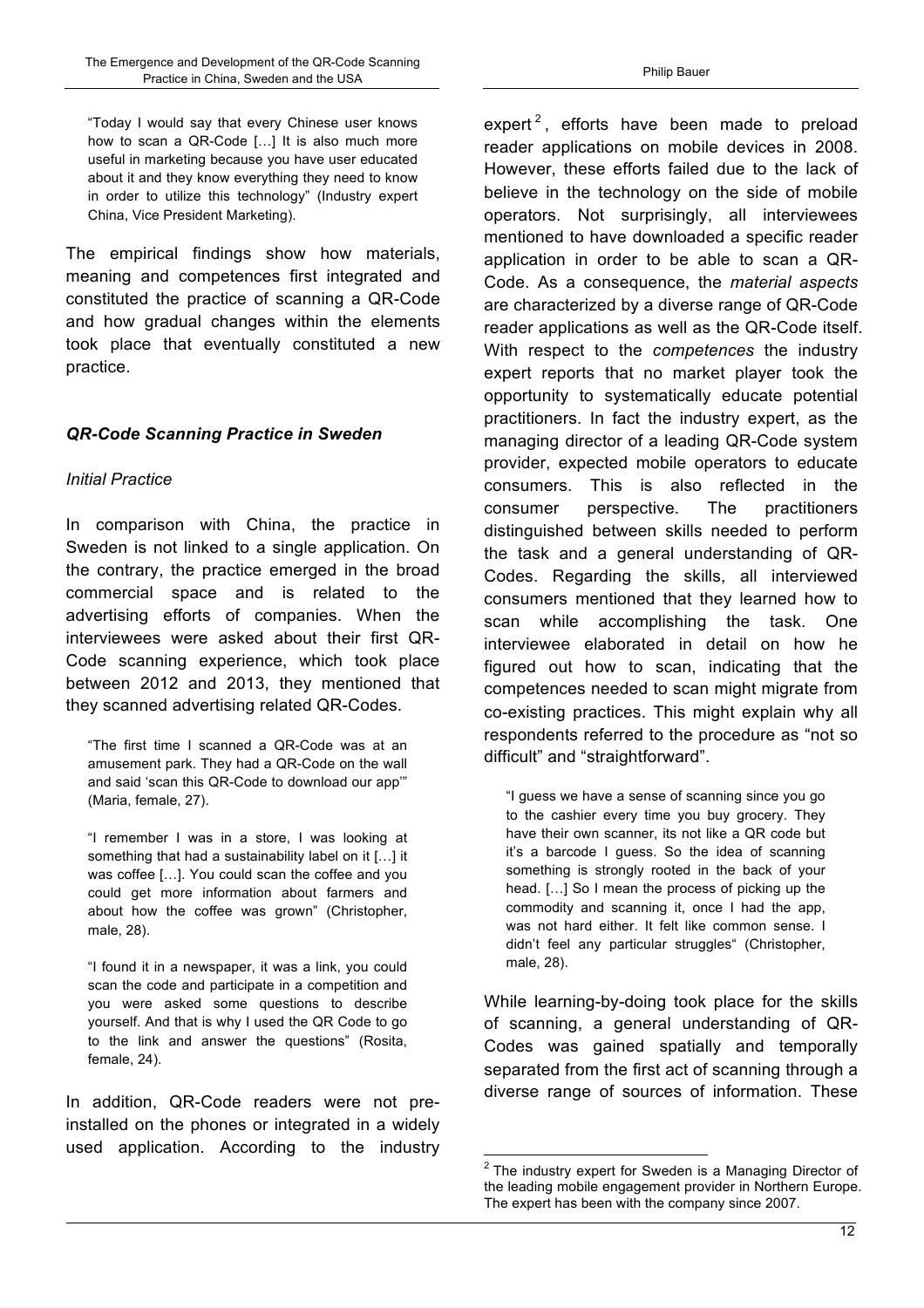> "Today I would say that every Chinese user knows how to scan a QR-Code […] It is also much more useful in marketing because you have user educated about it and they know everything they need to know in order to utilize this technology" (Industry expert China, Vice President Marketing).

The empirical findings show how materials, meaning and competences first integrated and constituted the practice of scanning a QR-Code and how gradual changes within the elements took place that eventually constituted a new practice.

### *QR-Code Scanning Practice in Sweden*

#### *Initial Practice*

In comparison with China, the practice in Sweden is not linked to a single application. On the contrary, the practice emerged in the broad commercial space and is related to the advertising efforts of companies. When the interviewees were asked about their first QR-Code scanning experience, which took place between 2012 and 2013, they mentioned that they scanned advertising related QR-Codes.

> "The first time I scanned a QR-Code was at an amusement park. They had a QR-Code on the wall and said 'scan this QR-Code to download our app'" (Maria, female, 27).

> "I remember I was in a store, I was looking at something that had a sustainability label on it […] it was coffee […]. You could scan the coffee and you could get more information about farmers and about how the coffee was grown" (Christopher, male, 28).

> "I found it in a newspaper, it was a link, you could scan the code and participate in a competition and you were asked some questions to describe yourself. And that is why I used the QR Code to go to the link and answer the questions" (Rosita, female, 24).

In addition, QR-Code readers were not pre-installed on the phones or integrated in a widely used application. According to the industry expert[2], efforts have been made to preload reader applications on mobile devices in 2008. However, these efforts failed due to the lack of believe in the technology on the side of mobile operators. Not surprisingly, all interviewees mentioned to have downloaded a specific reader application in order to be able to scan a QR-Code. As a consequence, the *material aspects* are characterized by a diverse range of QR-Code reader applications as well as the QR-Code itself. With respect to the *competences* the industry expert reports that no market player took the opportunity to systematically educate potential practitioners. In fact the industry expert, as the managing director of a leading QR-Code system provider, expected mobile operators to educate consumers. This is also reflected in the consumer perspective. The practitioners distinguished between skills needed to perform the task and a general understanding of QR-Codes. Regarding the skills, all interviewed consumers mentioned that they learned how to scan while accomplishing the task. One interviewee elaborated in detail on how he figured out how to scan, indicating that the competences needed to scan might migrate from co-existing practices. This might explain why all respondents referred to the procedure as "not so difficult" and "straightforward".

> "I guess we have a sense of scanning since you go to the cashier every time you buy grocery. They have their own scanner, its not like a QR code but it's a barcode I guess. So the idea of scanning something is strongly rooted in the back of your head. […] So I mean the process of picking up the commodity and scanning it, once I had the app, was not hard either. It felt like common sense. I didn't feel any particular struggles" (Christopher, male, 28).

While learning-by-doing took place for the skills of scanning, a general understanding of QR-Codes was gained spatially and temporally separated from the first act of scanning through a diverse range of sources of information. These

[2] The industry expert for Sweden is a Managing Director of the leading mobile engagement provider in Northern Europe. The expert has been with the company since 2007.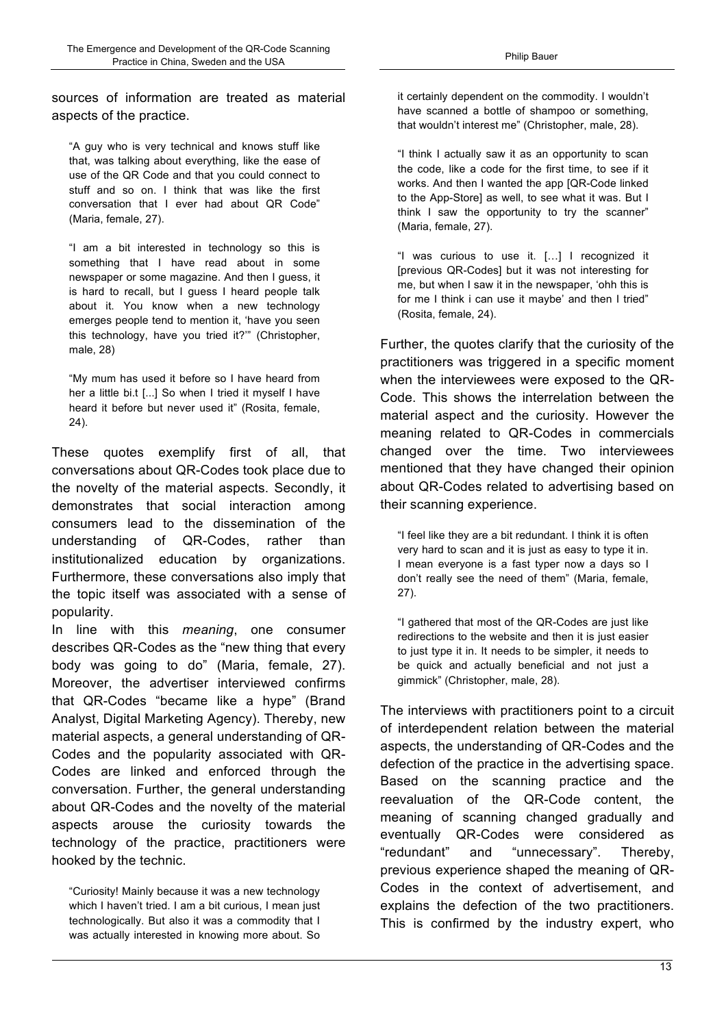sources of information are treated as material aspects of the practice.

> "A guy who is very technical and knows stuff like that, was talking about everything, like the ease of use of the QR Code and that you could connect to stuff and so on. I think that was like the first conversation that I ever had about QR Code" (Maria, female, 27).

> "I am a bit interested in technology so this is something that I have read about in some newspaper or some magazine. And then I guess, it is hard to recall, but I guess I heard people talk about it. You know when a new technology emerges people tend to mention it, 'have you seen this technology, have you tried it?'" (Christopher, male, 28)

> "My mum has used it before so I have heard from her a little bi.t [...] So when I tried it myself I have heard it before but never used it" (Rosita, female, 24).

These quotes exemplify first of all, that conversations about QR-Codes took place due to the novelty of the material aspects. Secondly, it demonstrates that social interaction among consumers lead to the dissemination of the understanding of QR-Codes, rather than institutionalized education by organizations. Furthermore, these conversations also imply that the topic itself was associated with a sense of popularity.

In line with this *meaning*, one consumer describes QR-Codes as the "new thing that every body was going to do" (Maria, female, 27). Moreover, the advertiser interviewed confirms that QR-Codes "became like a hype" (Brand Analyst, Digital Marketing Agency). Thereby, new material aspects, a general understanding of QR-Codes and the popularity associated with QR-Codes are linked and enforced through the conversation. Further, the general understanding about QR-Codes and the novelty of the material aspects arouse the curiosity towards the technology of the practice, practitioners were hooked by the technic.

> "Curiosity! Mainly because it was a new technology which I haven't tried. I am a bit curious, I mean just technologically. But also it was a commodity that I was actually interested in knowing more about. So it certainly dependent on the commodity. I wouldn't have scanned a bottle of shampoo or something, that wouldn't interest me" (Christopher, male, 28).

> "I think I actually saw it as an opportunity to scan the code, like a code for the first time, to see if it works. And then I wanted the app [QR-Code linked to the App-Store] as well, to see what it was. But I think I saw the opportunity to try the scanner" (Maria, female, 27).

> "I was curious to use it. [...] I recognized it [previous QR-Codes] but it was not interesting for me, but when I saw it in the newspaper, 'ohh this is for me I think i can use it maybe' and then I tried" (Rosita, female, 24).

Further, the quotes clarify that the curiosity of the practitioners was triggered in a specific moment when the interviewees were exposed to the QR-Code. This shows the interrelation between the material aspect and the curiosity. However the meaning related to QR-Codes in commercials changed over the time. Two interviewees mentioned that they have changed their opinion about QR-Codes related to advertising based on their scanning experience.

> "I feel like they are a bit redundant. I think it is often very hard to scan and it is just as easy to type it in. I mean everyone is a fast typer now a days so I don't really see the need of them" (Maria, female, 27).

> "I gathered that most of the QR-Codes are just like redirections to the website and then it is just easier to just type it in. It needs to be simpler, it needs to be quick and actually beneficial and not just a gimmick" (Christopher, male, 28).

The interviews with practitioners point to a circuit of interdependent relation between the material aspects, the understanding of QR-Codes and the defection of the practice in the advertising space. Based on the scanning practice and the reevaluation of the QR-Code content, the meaning of scanning changed gradually and eventually QR-Codes were considered as "redundant" and "unnecessary". Thereby, previous experience shaped the meaning of QR-Codes in the context of advertisement, and explains the defection of the two practitioners. This is confirmed by the industry expert, who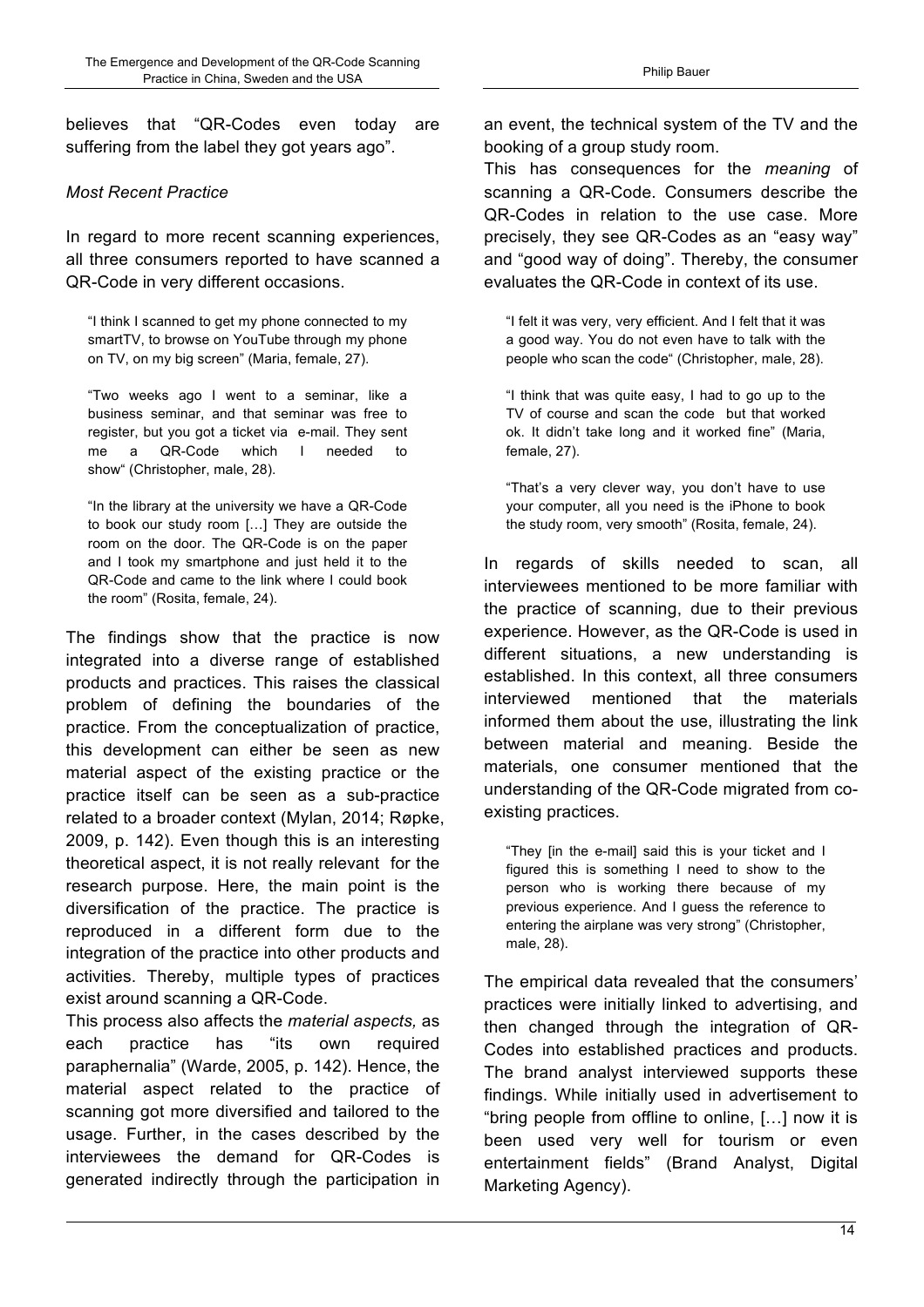believes that "QR-Codes even today are suffering from the label they got years ago".

*Most Recent Practice*

In regard to more recent scanning experiences, all three consumers reported to have scanned a QR-Code in very different occasions.

> "I think I scanned to get my phone connected to my smartTV, to browse on YouTube through my phone on TV, on my big screen" (Maria, female, 27).

> "Two weeks ago I went to a seminar, like a business seminar, and that seminar was free to register, but you got a ticket via e-mail. They sent me a QR-Code which I needed to show" (Christopher, male, 28).

> "In the library at the university we have a QR-Code to book our study room […] They are outside the room on the door. The QR-Code is on the paper and I took my smartphone and just held it to the QR-Code and came to the link where I could book the room" (Rosita, female, 24).

The findings show that the practice is now integrated into a diverse range of established products and practices. This raises the classical problem of defining the boundaries of the practice. From the conceptualization of practice, this development can either be seen as new material aspect of the existing practice or the practice itself can be seen as a sub-practice related to a broader context (Mylan, 2014; Røpke, 2009, p. 142). Even though this is an interesting theoretical aspect, it is not really relevant for the research purpose. Here, the main point is the diversification of the practice. The practice is reproduced in a different form due to the integration of the practice into other products and activities. Thereby, multiple types of practices exist around scanning a QR-Code.

This process also affects the *material aspects,* as each practice has "its own required paraphernalia" (Warde, 2005, p. 142). Hence, the material aspect related to the practice of scanning got more diversified and tailored to the usage. Further, in the cases described by the interviewees the demand for QR-Codes is generated indirectly through the participation in an event, the technical system of the TV and the booking of a group study room.

This has consequences for the *meaning* of scanning a QR-Code. Consumers describe the QR-Codes in relation to the use case. More precisely, they see QR-Codes as an "easy way" and "good way of doing". Thereby, the consumer evaluates the QR-Code in context of its use.

> "I felt it was very, very efficient. And I felt that it was a good way. You do not even have to talk with the people who scan the code" (Christopher, male, 28).

> "I think that was quite easy, I had to go up to the TV of course and scan the code but that worked ok. It didn't take long and it worked fine" (Maria, female, 27).

> "That's a very clever way, you don't have to use your computer, all you need is the iPhone to book the study room, very smooth" (Rosita, female, 24).

In regards of skills needed to scan, all interviewees mentioned to be more familiar with the practice of scanning, due to their previous experience. However, as the QR-Code is used in different situations, a new understanding is established. In this context, all three consumers interviewed mentioned that the materials informed them about the use, illustrating the link between material and meaning. Beside the materials, one consumer mentioned that the understanding of the QR-Code migrated from co-existing practices.

> "They [in the e-mail] said this is your ticket and I figured this is something I need to show to the person who is working there because of my previous experience. And I guess the reference to entering the airplane was very strong" (Christopher, male, 28).

The empirical data revealed that the consumers' practices were initially linked to advertising, and then changed through the integration of QR-Codes into established practices and products. The brand analyst interviewed supports these findings. While initially used in advertisement to "bring people from offline to online, […] now it is been used very well for tourism or even entertainment fields" (Brand Analyst, Digital Marketing Agency).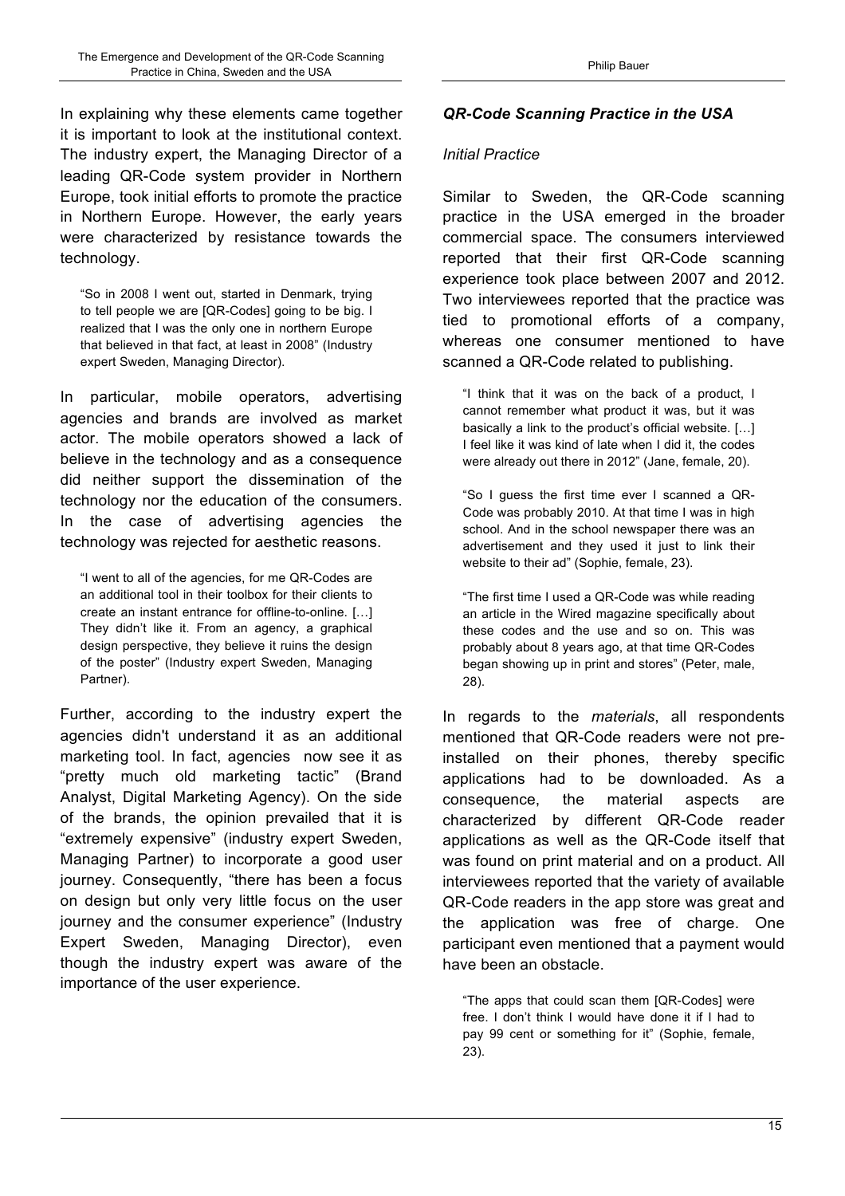In explaining why these elements came together it is important to look at the institutional context. The industry expert, the Managing Director of a leading QR-Code system provider in Northern Europe, took initial efforts to promote the practice in Northern Europe. However, the early years were characterized by resistance towards the technology.

> "So in 2008 I went out, started in Denmark, trying to tell people we are [QR-Codes] going to be big. I realized that I was the only one in northern Europe that believed in that fact, at least in 2008" (Industry expert Sweden, Managing Director).

In particular, mobile operators, advertising agencies and brands are involved as market actor. The mobile operators showed a lack of believe in the technology and as a consequence did neither support the dissemination of the technology nor the education of the consumers. In the case of advertising agencies the technology was rejected for aesthetic reasons.

> "I went to all of the agencies, for me QR-Codes are an additional tool in their toolbox for their clients to create an instant entrance for offline-to-online. […] They didn't like it. From an agency, a graphical design perspective, they believe it ruins the design of the poster" (Industry expert Sweden, Managing Partner).

Further, according to the industry expert the agencies didn't understand it as an additional marketing tool. In fact, agencies now see it as "pretty much old marketing tactic" (Brand Analyst, Digital Marketing Agency). On the side of the brands, the opinion prevailed that it is "extremely expensive" (industry expert Sweden, Managing Partner) to incorporate a good user journey. Consequently, "there has been a focus on design but only very little focus on the user journey and the consumer experience" (Industry Expert Sweden, Managing Director), even though the industry expert was aware of the importance of the user experience.

### *QR-Code Scanning Practice in the USA*

#### *Initial Practice*

Similar to Sweden, the QR-Code scanning practice in the USA emerged in the broader commercial space. The consumers interviewed reported that their first QR-Code scanning experience took place between 2007 and 2012. Two interviewees reported that the practice was tied to promotional efforts of a company, whereas one consumer mentioned to have scanned a QR-Code related to publishing.

> "I think that it was on the back of a product, I cannot remember what product it was, but it was basically a link to the product's official website. […] I feel like it was kind of late when I did it, the codes were already out there in 2012" (Jane, female, 20).

> "So I guess the first time ever I scanned a QR-Code was probably 2010. At that time I was in high school. And in the school newspaper there was an advertisement and they used it just to link their website to their ad" (Sophie, female, 23).

> "The first time I used a QR-Code was while reading an article in the Wired magazine specifically about these codes and the use and so on. This was probably about 8 years ago, at that time QR-Codes began showing up in print and stores" (Peter, male, 28).

In regards to the *materials*, all respondents mentioned that QR-Code readers were not pre-installed on their phones, thereby specific applications had to be downloaded. As a consequence, the material aspects are characterized by different QR-Code reader applications as well as the QR-Code itself that was found on print material and on a product. All interviewees reported that the variety of available QR-Code readers in the app store was great and the application was free of charge. One participant even mentioned that a payment would have been an obstacle.

> "The apps that could scan them [QR-Codes] were free. I don't think I would have done it if I had to pay 99 cent or something for it" (Sophie, female, 23).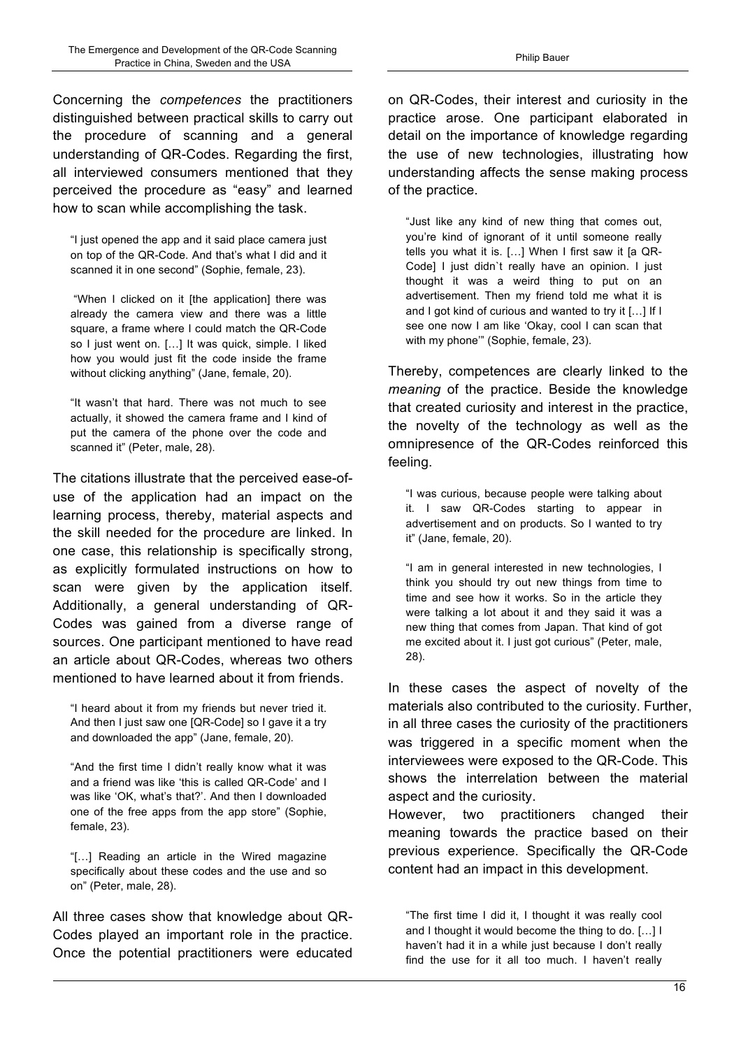Concerning the *competences* the practitioners distinguished between practical skills to carry out the procedure of scanning and a general understanding of QR-Codes. Regarding the first, all interviewed consumers mentioned that they perceived the procedure as "easy" and learned how to scan while accomplishing the task.

> "I just opened the app and it said place camera just on top of the QR-Code. And that's what I did and it scanned it in one second" (Sophie, female, 23).

> "When I clicked on it [the application] there was already the camera view and there was a little square, a frame where I could match the QR-Code so I just went on. […] It was quick, simple. I liked how you would just fit the code inside the frame without clicking anything" (Jane, female, 20).

> "It wasn't that hard. There was not much to see actually, it showed the camera frame and I kind of put the camera of the phone over the code and scanned it" (Peter, male, 28).

The citations illustrate that the perceived ease-of-use of the application had an impact on the learning process, thereby, material aspects and the skill needed for the procedure are linked. In one case, this relationship is specifically strong, as explicitly formulated instructions on how to scan were given by the application itself. Additionally, a general understanding of QR-Codes was gained from a diverse range of sources. One participant mentioned to have read an article about QR-Codes, whereas two others mentioned to have learned about it from friends.

> "I heard about it from my friends but never tried it. And then I just saw one [QR-Code] so I gave it a try and downloaded the app" (Jane, female, 20).

> "And the first time I didn't really know what it was and a friend was like 'this is called QR-Code' and I was like 'OK, what's that?'. And then I downloaded one of the free apps from the app store" (Sophie, female, 23).

> "[…] Reading an article in the Wired magazine specifically about these codes and the use and so on" (Peter, male, 28).

All three cases show that knowledge about QR-Codes played an important role in the practice. Once the potential practitioners were educated on QR-Codes, their interest and curiosity in the practice arose. One participant elaborated in detail on the importance of knowledge regarding the use of new technologies, illustrating how understanding affects the sense making process of the practice.

> "Just like any kind of new thing that comes out, you're kind of ignorant of it until someone really tells you what it is. […] When I first saw it [a QR-Code] I just didn`t really have an opinion. I just thought it was a weird thing to put on an advertisement. Then my friend told me what it is and I got kind of curious and wanted to try it […] If I see one now I am like 'Okay, cool I can scan that with my phone'" (Sophie, female, 23).

Thereby, competences are clearly linked to the *meaning* of the practice. Beside the knowledge that created curiosity and interest in the practice, the novelty of the technology as well as the omnipresence of the QR-Codes reinforced this feeling.

> "I was curious, because people were talking about it. I saw QR-Codes starting to appear in advertisement and on products. So I wanted to try it" (Jane, female, 20).

> "I am in general interested in new technologies, I think you should try out new things from time to time and see how it works. So in the article they were talking a lot about it and they said it was a new thing that comes from Japan. That kind of got me excited about it. I just got curious" (Peter, male, 28).

In these cases the aspect of novelty of the materials also contributed to the curiosity. Further, in all three cases the curiosity of the practitioners was triggered in a specific moment when the interviewees were exposed to the QR-Code. This shows the interrelation between the material aspect and the curiosity.

However, two practitioners changed their meaning towards the practice based on their previous experience. Specifically the QR-Code content had an impact in this development.

> "The first time I did it, I thought it was really cool and I thought it would become the thing to do. […] I haven't had it in a while just because I don't really find the use for it all too much. I haven't really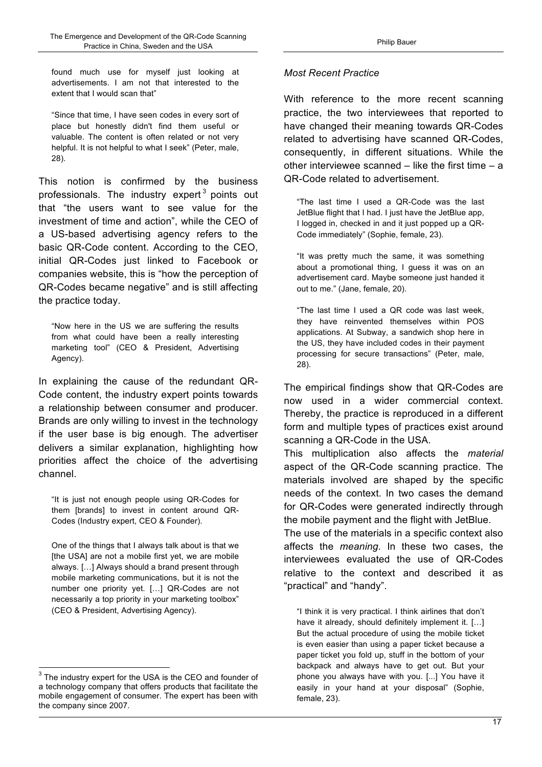found much use for myself just looking at advertisements. I am not that interested to the extent that I would scan that"

> "Since that time, I have seen codes in every sort of place but honestly didn't find them useful or valuable. The content is often related or not very helpful. It is not helpful to what I seek" (Peter, male, 28).

This notion is confirmed by the business professionals. The industry expert[3] points out that "the users want to see value for the investment of time and action", while the CEO of a US-based advertising agency refers to the basic QR-Code content. According to the CEO, initial QR-Codes just linked to Facebook or companies website, this is "how the perception of QR-Codes became negative" and is still affecting the practice today.

> "Now here in the US we are suffering the results from what could have been a really interesting marketing tool" (CEO & President, Advertising Agency).

In explaining the cause of the redundant QR-Code content, the industry expert points towards a relationship between consumer and producer. Brands are only willing to invest in the technology if the user base is big enough. The advertiser delivers a similar explanation, highlighting how priorities affect the choice of the advertising channel.

> "It is just not enough people using QR-Codes for them [brands] to invest in content around QR-Codes (Industry expert, CEO & Founder).

> One of the things that I always talk about is that we [the USA] are not a mobile first yet, we are mobile always. […] Always should a brand present through mobile marketing communications, but it is not the number one priority yet. […] QR-Codes are not necessarily a top priority in your marketing toolbox" (CEO & President, Advertising Agency).

*Most Recent Practice*

With reference to the more recent scanning practice, the two interviewees that reported to have changed their meaning towards QR-Codes related to advertising have scanned QR-Codes, consequently, in different situations. While the other interviewee scanned – like the first time – a QR-Code related to advertisement.

> "The last time I used a QR-Code was the last JetBlue flight that I had. I just have the JetBlue app, I logged in, checked in and it just popped up a QR-Code immediately" (Sophie, female, 23).

> "It was pretty much the same, it was something about a promotional thing, I guess it was on an advertisement card. Maybe someone just handed it out to me." (Jane, female, 20).

> "The last time I used a QR code was last week, they have reinvented themselves within POS applications. At Subway, a sandwich shop here in the US, they have included codes in their payment processing for secure transactions" (Peter, male, 28).

The empirical findings show that QR-Codes are now used in a wider commercial context. Thereby, the practice is reproduced in a different form and multiple types of practices exist around scanning a QR-Code in the USA.

This multiplication also affects the *material* aspect of the QR-Code scanning practice. The materials involved are shaped by the specific needs of the context. In two cases the demand for QR-Codes were generated indirectly through the mobile payment and the flight with JetBlue.

The use of the materials in a specific context also affects the *meaning*. In these two cases, the interviewees evaluated the use of QR-Codes relative to the context and described it as "practical" and "handy".

> "I think it is very practical. I think airlines that don't have it already, should definitely implement it. […] But the actual procedure of using the mobile ticket is even easier than using a paper ticket because a paper ticket you fold up, stuff in the bottom of your backpack and always have to get out. But your phone you always have with you. [...] You have it easily in your hand at your disposal" (Sophie, female, 23).

---

[3] The industry expert for the USA is the CEO and founder of a technology company that offers products that facilitate the mobile engagement of consumer. The expert has been with the company since 2007.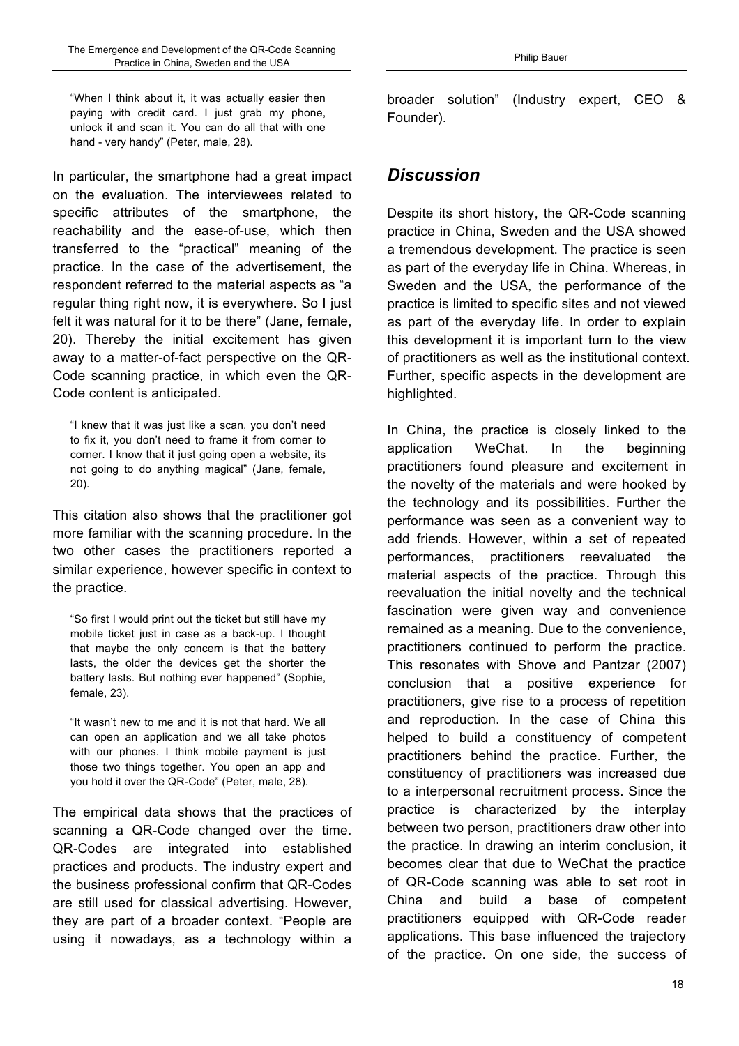"When I think about it, it was actually easier then paying with credit card. I just grab my phone, unlock it and scan it. You can do all that with one hand - very handy" (Peter, male, 28).

In particular, the smartphone had a great impact on the evaluation. The interviewees related to specific attributes of the smartphone, the reachability and the ease-of-use, which then transferred to the "practical" meaning of the practice. In the case of the advertisement, the respondent referred to the material aspects as "a regular thing right now, it is everywhere. So I just felt it was natural for it to be there" (Jane, female, 20). Thereby the initial excitement has given away to a matter-of-fact perspective on the QR-Code scanning practice, in which even the QR-Code content is anticipated.

"I knew that it was just like a scan, you don't need to fix it, you don't need to frame it from corner to corner. I know that it just going open a website, its not going to do anything magical" (Jane, female, 20).

This citation also shows that the practitioner got more familiar with the scanning procedure. In the two other cases the practitioners reported a similar experience, however specific in context to the practice.

"So first I would print out the ticket but still have my mobile ticket just in case as a back-up. I thought that maybe the only concern is that the battery lasts, the older the devices get the shorter the battery lasts. But nothing ever happened" (Sophie, female, 23).

"It wasn't new to me and it is not that hard. We all can open an application and we all take photos with our phones. I think mobile payment is just those two things together. You open an app and you hold it over the QR-Code" (Peter, male, 28).

The empirical data shows that the practices of scanning a QR-Code changed over the time. QR-Codes are integrated into established practices and products. The industry expert and the business professional confirm that QR-Codes are still used for classical advertising. However, they are part of a broader context. "People are using it nowadays, as a technology within a broader solution" (Industry expert, CEO & Founder).

## *Discussion*

Despite its short history, the QR-Code scanning practice in China, Sweden and the USA showed a tremendous development. The practice is seen as part of the everyday life in China. Whereas, in Sweden and the USA, the performance of the practice is limited to specific sites and not viewed as part of the everyday life. In order to explain this development it is important turn to the view of practitioners as well as the institutional context. Further, specific aspects in the development are highlighted.

In China, the practice is closely linked to the application WeChat. In the beginning practitioners found pleasure and excitement in the novelty of the materials and were hooked by the technology and its possibilities. Further the performance was seen as a convenient way to add friends. However, within a set of repeated performances, practitioners reevaluated the material aspects of the practice. Through this reevaluation the initial novelty and the technical fascination were given way and convenience remained as a meaning. Due to the convenience, practitioners continued to perform the practice. This resonates with Shove and Pantzar (2007) conclusion that a positive experience for practitioners, give rise to a process of repetition and reproduction. In the case of China this helped to build a constituency of competent practitioners behind the practice. Further, the constituency of practitioners was increased due to a interpersonal recruitment process. Since the practice is characterized by the interplay between two person, practitioners draw other into the practice. In drawing an interim conclusion, it becomes clear that due to WeChat the practice of QR-Code scanning was able to set root in China and build a base of competent practitioners equipped with QR-Code reader applications. This base influenced the trajectory of the practice. On one side, the success of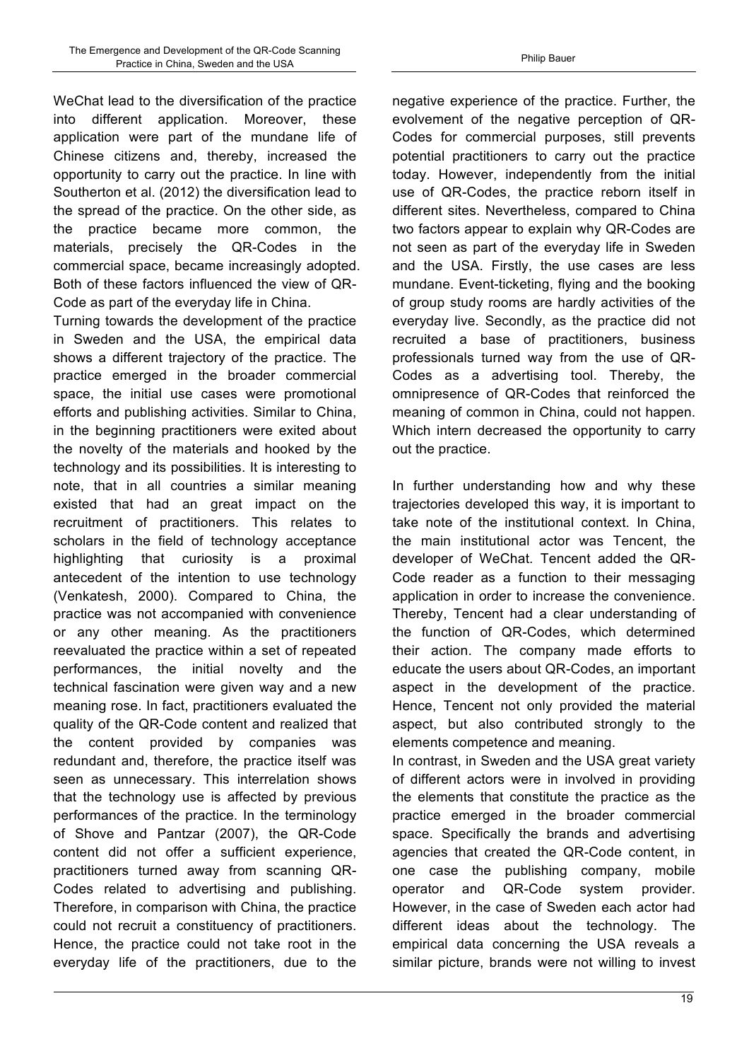WeChat lead to the diversification of the practice into different application. Moreover, these application were part of the mundane life of Chinese citizens and, thereby, increased the opportunity to carry out the practice. In line with Southerton et al. (2012) the diversification lead to the spread of the practice. On the other side, as the practice became more common, the materials, precisely the QR-Codes in the commercial space, became increasingly adopted. Both of these factors influenced the view of QR-Code as part of the everyday life in China.

Turning towards the development of the practice in Sweden and the USA, the empirical data shows a different trajectory of the practice. The practice emerged in the broader commercial space, the initial use cases were promotional efforts and publishing activities. Similar to China, in the beginning practitioners were exited about the novelty of the materials and hooked by the technology and its possibilities. It is interesting to note, that in all countries a similar meaning existed that had an great impact on the recruitment of practitioners. This relates to scholars in the field of technology acceptance highlighting that curiosity is a proximal antecedent of the intention to use technology (Venkatesh, 2000). Compared to China, the practice was not accompanied with convenience or any other meaning. As the practitioners reevaluated the practice within a set of repeated performances, the initial novelty and the technical fascination were given way and a new meaning rose. In fact, practitioners evaluated the quality of the QR-Code content and realized that the content provided by companies was redundant and, therefore, the practice itself was seen as unnecessary. This interrelation shows that the technology use is affected by previous performances of the practice. In the terminology of Shove and Pantzar (2007), the QR-Code content did not offer a sufficient experience, practitioners turned away from scanning QR-Codes related to advertising and publishing. Therefore, in comparison with China, the practice could not recruit a constituency of practitioners. Hence, the practice could not take root in the everyday life of the practitioners, due to the negative experience of the practice. Further, the evolvement of the negative perception of QR-Codes for commercial purposes, still prevents potential practitioners to carry out the practice today. However, independently from the initial use of QR-Codes, the practice reborn itself in different sites. Nevertheless, compared to China two factors appear to explain why QR-Codes are not seen as part of the everyday life in Sweden and the USA. Firstly, the use cases are less mundane. Event-ticketing, flying and the booking of group study rooms are hardly activities of the everyday live. Secondly, as the practice did not recruited a base of practitioners, business professionals turned way from the use of QR-Codes as a advertising tool. Thereby, the omnipresence of QR-Codes that reinforced the meaning of common in China, could not happen. Which intern decreased the opportunity to carry out the practice.

In further understanding how and why these trajectories developed this way, it is important to take note of the institutional context. In China, the main institutional actor was Tencent, the developer of WeChat. Tencent added the QR-Code reader as a function to their messaging application in order to increase the convenience. Thereby, Tencent had a clear understanding of the function of QR-Codes, which determined their action. The company made efforts to educate the users about QR-Codes, an important aspect in the development of the practice. Hence, Tencent not only provided the material aspect, but also contributed strongly to the elements competence and meaning.

In contrast, in Sweden and the USA great variety of different actors were in involved in providing the elements that constitute the practice as the practice emerged in the broader commercial space. Specifically the brands and advertising agencies that created the QR-Code content, in one case the publishing company, mobile operator and QR-Code system provider. However, in the case of Sweden each actor had different ideas about the technology. The empirical data concerning the USA reveals a similar picture, brands were not willing to invest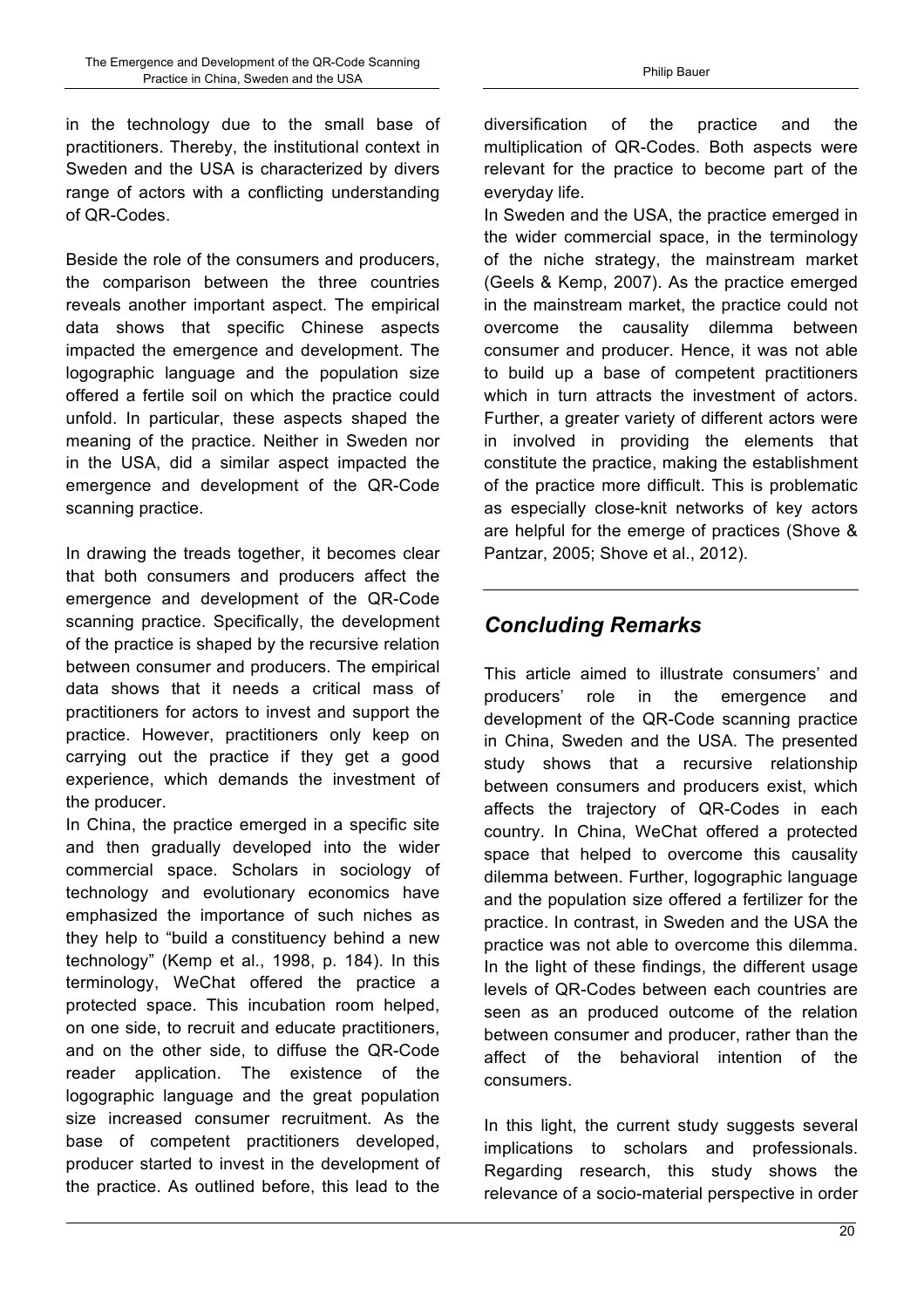in the technology due to the small base of practitioners. Thereby, the institutional context in Sweden and the USA is characterized by divers range of actors with a conflicting understanding of QR-Codes.

Beside the role of the consumers and producers, the comparison between the three countries reveals another important aspect. The empirical data shows that specific Chinese aspects impacted the emergence and development. The logographic language and the population size offered a fertile soil on which the practice could unfold. In particular, these aspects shaped the meaning of the practice. Neither in Sweden nor in the USA, did a similar aspect impacted the emergence and development of the QR-Code scanning practice.

In drawing the treads together, it becomes clear that both consumers and producers affect the emergence and development of the QR-Code scanning practice. Specifically, the development of the practice is shaped by the recursive relation between consumer and producers. The empirical data shows that it needs a critical mass of practitioners for actors to invest and support the practice. However, practitioners only keep on carrying out the practice if they get a good experience, which demands the investment of the producer.

In China, the practice emerged in a specific site and then gradually developed into the wider commercial space. Scholars in sociology of technology and evolutionary economics have emphasized the importance of such niches as they help to "build a constituency behind a new technology" (Kemp et al., 1998, p. 184). In this terminology, WeChat offered the practice a protected space. This incubation room helped, on one side, to recruit and educate practitioners, and on the other side, to diffuse the QR-Code reader application. The existence of the logographic language and the great population size increased consumer recruitment. As the base of competent practitioners developed, producer started to invest in the development of the practice. As outlined before, this lead to the diversification of the practice and the multiplication of QR-Codes. Both aspects were relevant for the practice to become part of the everyday life.

In Sweden and the USA, the practice emerged in the wider commercial space, in the terminology of the niche strategy, the mainstream market (Geels & Kemp, 2007). As the practice emerged in the mainstream market, the practice could not overcome the causality dilemma between consumer and producer. Hence, it was not able to build up a base of competent practitioners which in turn attracts the investment of actors. Further, a greater variety of different actors were in involved in providing the elements that constitute the practice, making the establishment of the practice more difficult. This is problematic as especially close-knit networks of key actors are helpful for the emerge of practices (Shove & Pantzar, 2005; Shove et al., 2012).

## *Concluding Remarks*

This article aimed to illustrate consumers' and producers' role in the emergence and development of the QR-Code scanning practice in China, Sweden and the USA. The presented study shows that a recursive relationship between consumers and producers exist, which affects the trajectory of QR-Codes in each country. In China, WeChat offered a protected space that helped to overcome this causality dilemma between. Further, logographic language and the population size offered a fertilizer for the practice. In contrast, in Sweden and the USA the practice was not able to overcome this dilemma. In the light of these findings, the different usage levels of QR-Codes between each countries are seen as an produced outcome of the relation between consumer and producer, rather than the affect of the behavioral intention of the consumers.

In this light, the current study suggests several implications to scholars and professionals. Regarding research, this study shows the relevance of a socio-material perspective in order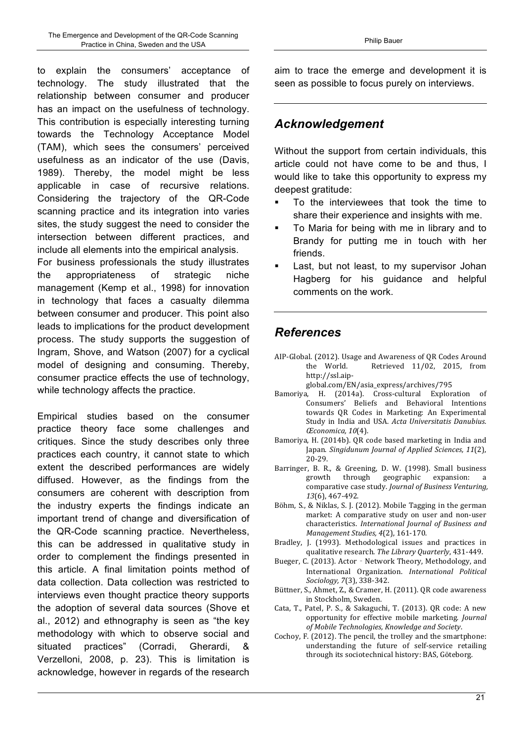to explain the consumers' acceptance of technology. The study illustrated that the relationship between consumer and producer has an impact on the usefulness of technology. This contribution is especially interesting turning towards the Technology Acceptance Model (TAM), which sees the consumers' perceived usefulness as an indicator of the use (Davis, 1989). Thereby, the model might be less applicable in case of recursive relations. Considering the trajectory of the QR-Code scanning practice and its integration into varies sites, the study suggest the need to consider the intersection between different practices, and include all elements into the empirical analysis.

For business professionals the study illustrates the appropriateness of strategic niche management (Kemp et al., 1998) for innovation in technology that faces a casualty dilemma between consumer and producer. This point also leads to implications for the product development process. The study supports the suggestion of Ingram, Shove, and Watson (2007) for a cyclical model of designing and consuming. Thereby, consumer practice effects the use of technology, while technology affects the practice.

Empirical studies based on the consumer practice theory face some challenges and critiques. Since the study describes only three practices each country, it cannot state to which extent the described performances are widely diffused. However, as the findings from the consumers are coherent with description from the industry experts the findings indicate an important trend of change and diversification of the QR-Code scanning practice. Nevertheless, this can be addressed in qualitative study in order to complement the findings presented in this article. A final limitation points method of data collection. Data collection was restricted to interviews even thought practice theory supports the adoption of several data sources (Shove et al., 2012) and ethnography is seen as "the key methodology with which to observe social and situated practices" (Corradi, Gherardi, & Verzelloni, 2008, p. 23). This is limitation is acknowledge, however in regards of the research aim to trace the emerge and development it is seen as possible to focus purely on interviews.

## *Acknowledgement*

Without the support from certain individuals, this article could not have come to be and thus, I would like to take this opportunity to express my deepest gratitude:

- To the interviewees that took the time to share their experience and insights with me.
- To Maria for being with me in library and to Brandy for putting me in touch with her friends.
- Last, but not least, to my supervisor Johan Hagberg for his guidance and helpful comments on the work.

## *References*

AIP-Global. (2012). Usage and Awareness of QR Codes Around the World. Retrieved 11/02, 2015, from http://ssl.aip-global.com/EN/asia_express/archives/795

Bamoriya, H. (2014a). Cross-cultural Exploration of Consumers' Beliefs and Behavioral Intentions towards QR Codes in Marketing: An Experimental Study in India and USA. *Acta Universitatis Danubius. Œconomica, 10*(4).

Bamoriya, H. (2014b). QR code based marketing in India and Japan. *Singidunum Journal of Applied Sciences, 11*(2), 20-29.

Barringer, B. R., & Greening, D. W. (1998). Small business growth through geographic expansion: a comparative case study. *Journal of Business Venturing, 13*(6), 467-492.

Böhm, S., & Niklas, S. J. (2012). Mobile Tagging in the german market: A comparative study on user and non-user characteristics. *International Journal of Business and Management Studies, 4*(2), 161-170.

Bradley, J. (1993). Methodological issues and practices in qualitative research. *The Library Quarterly*, 431-449.

Bueger, C. (2013). Actor - Network Theory, Methodology, and International Organization. *International Political Sociology, 7*(3), 338-342.

Büttner, S., Ahmet, Z., & Cramer, H. (2011). QR code awareness in Stockholm, Sweden.

Cata, T., Patel, P. S., & Sakaguchi, T. (2013). QR code: A new opportunity for effective mobile marketing. *Journal of Mobile Technologies, Knowledge and Society*.

Cochoy, F. (2012). The pencil, the trolley and the smartphone: understanding the future of self-service retailing through its sociotechnical history: BAS, Göteborg.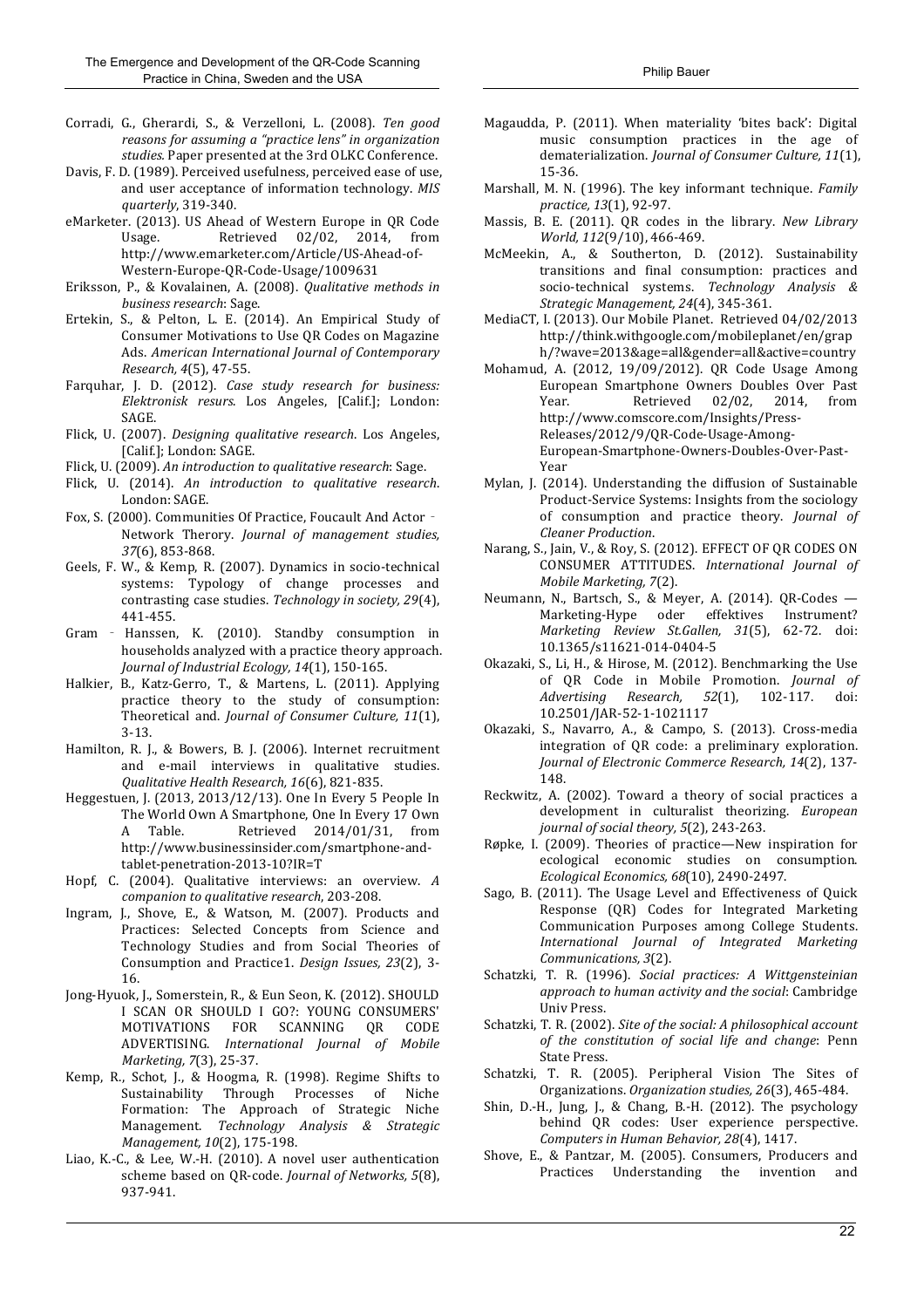Corradi, G., Gherardi, S., & Verzelloni, L. (2008). *Ten good reasons for assuming a "practice lens" in organization studies.* Paper presented at the 3rd OLKC Conference.

Davis, F. D. (1989). Perceived usefulness, perceived ease of use, and user acceptance of information technology. *MIS quarterly*, 319-340.

eMarketer. (2013). US Ahead of Western Europe in QR Code Usage. Retrieved 02/02, 2014, from http://www.emarketer.com/Article/US-Ahead-of-Western-Europe-QR-Code-Usage/1009631

Eriksson, P., & Kovalainen, A. (2008). *Qualitative methods in business research*: Sage.

Ertekin, S., & Pelton, L. E. (2014). An Empirical Study of Consumer Motivations to Use QR Codes on Magazine Ads. *American International Journal of Contemporary Research, 4*(5), 47-55.

Farquhar, J. D. (2012). *Case study research for business: Elektronisk resurs*. Los Angeles, [Calif.]; London: SAGE.

Flick, U. (2007). *Designing qualitative research*. Los Angeles, [Calif.]; London: SAGE.

Flick, U. (2009). *An introduction to qualitative research*: Sage.

Flick, U. (2014). *An introduction to qualitative research*. London: SAGE.

Fox, S. (2000). Communities Of Practice, Foucault And Actor‐Network Therory. *Journal of management studies, 37*(6), 853-868.

Geels, F. W., & Kemp, R. (2007). Dynamics in socio-technical systems: Typology of change processes and contrasting case studies. *Technology in society, 29*(4), 441-455.

Gram‐Hanssen, K. (2010). Standby consumption in households analyzed with a practice theory approach. *Journal of Industrial Ecology, 14*(1), 150-165.

Halkier, B., Katz-Gerro, T., & Martens, L. (2011). Applying practice theory to the study of consumption: Theoretical and. *Journal of Consumer Culture, 11*(1), 3-13.

Hamilton, R. J., & Bowers, B. J. (2006). Internet recruitment and e-mail interviews in qualitative studies. *Qualitative Health Research, 16*(6), 821-835.

Heggestuen, J. (2013, 2013/12/13). One In Every 5 People In The World Own A Smartphone, One In Every 17 Own A Table. Retrieved 2014/01/31, from http://www.businessinsider.com/smartphone-and-tablet-penetration-2013-10?IR=T

Hopf, C. (2004). Qualitative interviews: an overview. *A companion to qualitative research*, 203-208.

Ingram, J., Shove, E., & Watson, M. (2007). Products and Practices: Selected Concepts from Science and Technology Studies and from Social Theories of Consumption and Practice1. *Design Issues, 23*(2), 3-16.

Jong-Hyuok, J., Somerstein, R., & Eun Seon, K. (2012). SHOULD I SCAN OR SHOULD I GO?: YOUNG CONSUMERS' MOTIVATIONS FOR SCANNING QR CODE ADVERTISING. *International Journal of Mobile Marketing, 7*(3), 25-37.

Kemp, R., Schot, J., & Hoogma, R. (1998). Regime Shifts to Sustainability Through Processes of Niche Formation: The Approach of Strategic Niche Management. *Technology Analysis & Strategic Management, 10*(2), 175-198.

Liao, K.-C., & Lee, W.-H. (2010). A novel user authentication scheme based on QR-code. *Journal of Networks, 5*(8), 937-941.

Magaudda, P. (2011). When materiality 'bites back': Digital music consumption practices in the age of dematerialization. *Journal of Consumer Culture, 11*(1), 15-36.

Marshall, M. N. (1996). The key informant technique. *Family practice, 13*(1), 92-97.

Massis, B. E. (2011). QR codes in the library. *New Library World, 112*(9/10), 466-469.

McMeekin, A., & Southerton, D. (2012). Sustainability transitions and final consumption: practices and socio-technical systems. *Technology Analysis & Strategic Management, 24*(4), 345-361.

MediaCT, I. (2013). Our Mobile Planet. Retrieved 04/02/2013 http://think.withgoogle.com/mobileplanet/en/graph/?wave=2013&age=all&gender=all&active=country

Mohamud, A. (2012, 19/09/2012). QR Code Usage Among European Smartphone Owners Doubles Over Past Year. Retrieved 02/02, 2014, from http://www.comscore.com/Insights/Press-Releases/2012/9/QR-Code-Usage-Among-European-Smartphone-Owners-Doubles-Over-Past-Year

Mylan, J. (2014). Understanding the diffusion of Sustainable Product-Service Systems: Insights from the sociology of consumption and practice theory. *Journal of Cleaner Production*.

Narang, S., Jain, V., & Roy, S. (2012). EFFECT OF QR CODES ON CONSUMER ATTITUDES. *International Journal of Mobile Marketing, 7*(2).

Neumann, N., Bartsch, S., & Meyer, A. (2014). QR-Codes — Marketing-Hype oder effektives Instrument? *Marketing Review St.Gallen, 31*(5), 62-72. doi: 10.1365/s11621-014-0404-5

Okazaki, S., Li, H., & Hirose, M. (2012). Benchmarking the Use of QR Code in Mobile Promotion. *Journal of Advertising Research, 52*(1), 102-117. doi: 10.2501/JAR-52-1-1021117

Okazaki, S., Navarro, A., & Campo, S. (2013). Cross-media integration of QR code: a preliminary exploration. *Journal of Electronic Commerce Research, 14*(2), 137-148.

Reckwitz, A. (2002). Toward a theory of social practices a development in culturalist theorizing. *European journal of social theory, 5*(2), 243-263.

Røpke, I. (2009). Theories of practice—New inspiration for ecological economic studies on consumption. *Ecological Economics, 68*(10), 2490-2497.

Sago, B. (2011). The Usage Level and Effectiveness of Quick Response (QR) Codes for Integrated Marketing Communication Purposes among College Students. *International Journal of Integrated Marketing Communications, 3*(2).

Schatzki, T. R. (1996). *Social practices: A Wittgensteinian approach to human activity and the social*: Cambridge Univ Press.

Schatzki, T. R. (2002). *Site of the social: A philosophical account of the constitution of social life and change*: Penn State Press.

Schatzki, T. R. (2005). Peripheral Vision The Sites of Organizations. *Organization studies, 26*(3), 465-484.

Shin, D.-H., Jung, J., & Chang, B.-H. (2012). The psychology behind QR codes: User experience perspective. *Computers in Human Behavior, 28*(4), 1417.

Shove, E., & Pantzar, M. (2005). Consumers, Producers and Practices Understanding the invention and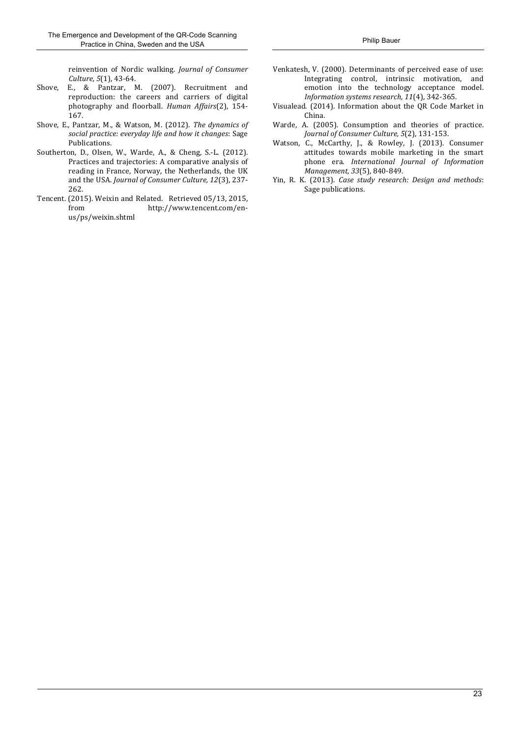reinvention of Nordic walking. *Journal of Consumer Culture, 5*(1), 43-64.

Shove, E., & Pantzar, M. (2007). Recruitment and reproduction: the careers and carriers of digital photography and floorball. *Human Affairs*(2), 154-167.

Shove, E., Pantzar, M., & Watson, M. (2012). *The dynamics of social practice: everyday life and how it changes*: Sage Publications.

Southerton, D., Olsen, W., Warde, A., & Cheng, S.-L. (2012). Practices and trajectories: A comparative analysis of reading in France, Norway, the Netherlands, the UK and the USA. *Journal of Consumer Culture, 12*(3), 237-262.

Tencent. (2015). Weixin and Related. Retrieved 05/13, 2015, from http://www.tencent.com/en-us/ps/weixin.shtml

Venkatesh, V. (2000). Determinants of perceived ease of use: Integrating control, intrinsic motivation, and emotion into the technology acceptance model. *Information systems research, 11*(4), 342-365.

Visualead. (2014). Information about the QR Code Market in China.

Warde, A. (2005). Consumption and theories of practice. *Journal of Consumer Culture, 5*(2), 131-153.

Watson, C., McCarthy, J., & Rowley, J. (2013). Consumer attitudes towards mobile marketing in the smart phone era. *International Journal of Information Management, 33*(5), 840-849.

Yin, R. K. (2013). *Case study research: Design and methods*: Sage publications.